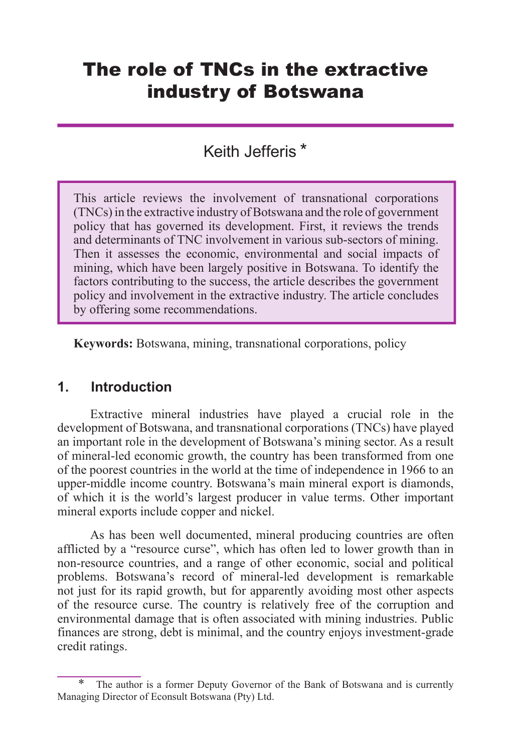# The role of TNCs in the extractive industry of Botswana

Keith Jefferis *

> This article reviews the involvement of transnational corporations (TNCs) in the extractive industry of Botswana and the role of government policy that has governed its development. First, it reviews the trends and determinants of TNC involvement in various sub-sectors of mining. Then it assesses the economic, environmental and social impacts of mining, which have been largely positive in Botswana. To identify the factors contributing to the success, the article describes the government policy and involvement in the extractive industry. The article concludes by offering some recommendations.

**Keywords:** Botswana, mining, transnational corporations, policy

## 1. Introduction

Extractive mineral industries have played a crucial role in the development of Botswana, and transnational corporations (TNCs) have played an important role in the development of Botswana's mining sector. As a result of mineral-led economic growth, the country has been transformed from one of the poorest countries in the world at the time of independence in 1966 to an upper-middle income country. Botswana's main mineral export is diamonds, of which it is the world's largest producer in value terms. Other important mineral exports include copper and nickel.

As has been well documented, mineral producing countries are often afflicted by a "resource curse", which has often led to lower growth than in non-resource countries, and a range of other economic, social and political problems. Botswana's record of mineral-led development is remarkable not just for its rapid growth, but for apparently avoiding most other aspects of the resource curse. The country is relatively free of the corruption and environmental damage that is often associated with mining industries. Public finances are strong, debt is minimal, and the country enjoys investment-grade credit ratings.

\* The author is a former Deputy Governor of the Bank of Botswana and is currently Managing Director of Econsult Botswana (Pty) Ltd.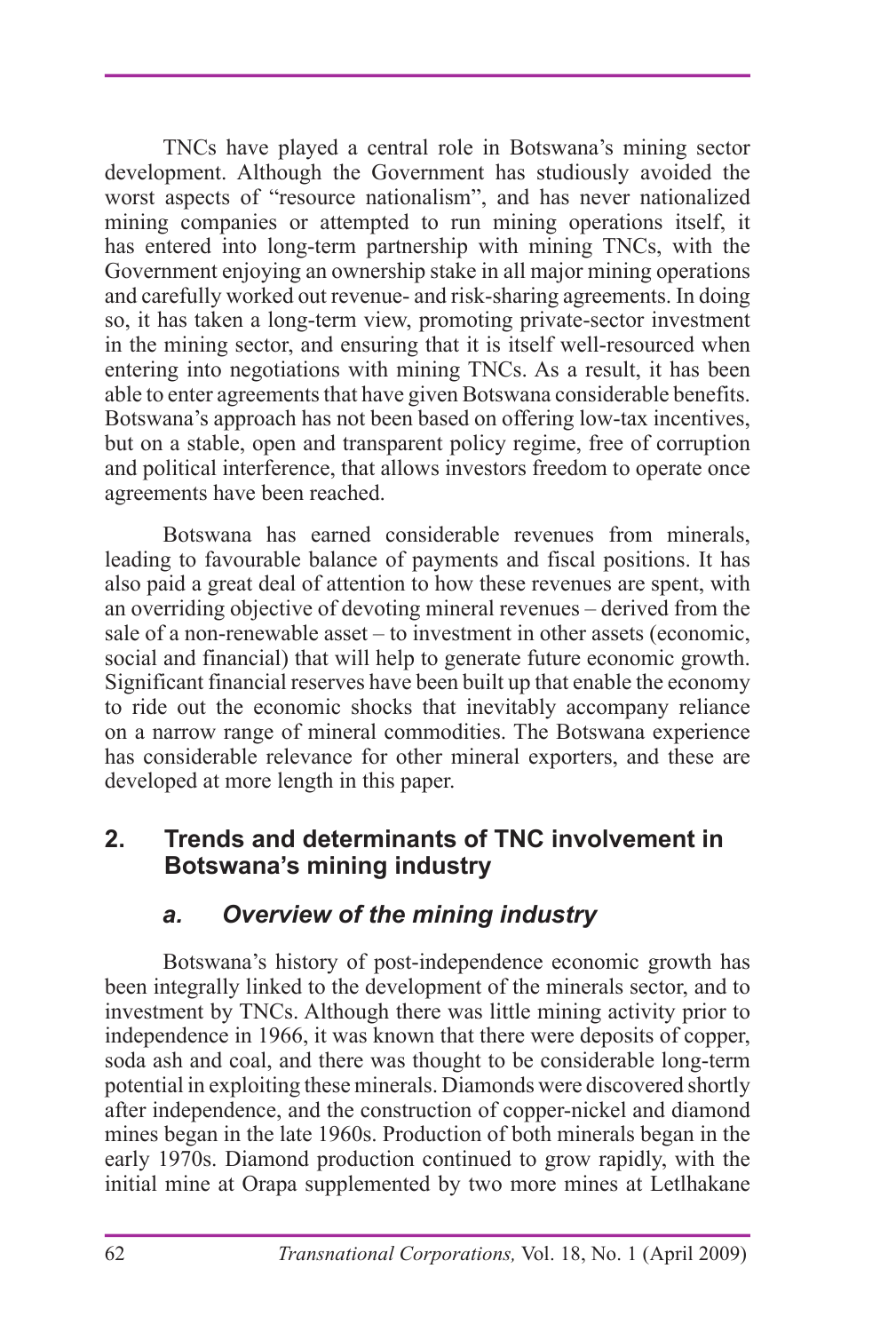TNCs have played a central role in Botswana's mining sector development. Although the Government has studiously avoided the worst aspects of "resource nationalism", and has never nationalized mining companies or attempted to run mining operations itself, it has entered into long-term partnership with mining TNCs, with the Government enjoying an ownership stake in all major mining operations and carefully worked out revenue- and risk-sharing agreements. In doing so, it has taken a long-term view, promoting private-sector investment in the mining sector, and ensuring that it is itself well-resourced when entering into negotiations with mining TNCs. As a result, it has been able to enter agreements that have given Botswana considerable benefits. Botswana's approach has not been based on offering low-tax incentives, but on a stable, open and transparent policy regime, free of corruption and political interference, that allows investors freedom to operate once agreements have been reached.

Botswana has earned considerable revenues from minerals, leading to favourable balance of payments and fiscal positions. It has also paid a great deal of attention to how these revenues are spent, with an overriding objective of devoting mineral revenues – derived from the sale of a non-renewable asset – to investment in other assets (economic, social and financial) that will help to generate future economic growth. Significant financial reserves have been built up that enable the economy to ride out the economic shocks that inevitably accompany reliance on a narrow range of mineral commodities. The Botswana experience has considerable relevance for other mineral exporters, and these are developed at more length in this paper.

## 2. Trends and determinants of TNC involvement in Botswana's mining industry

### *a. Overview of the mining industry*

Botswana's history of post-independence economic growth has been integrally linked to the development of the minerals sector, and to investment by TNCs. Although there was little mining activity prior to independence in 1966, it was known that there were deposits of copper, soda ash and coal, and there was thought to be considerable long-term potential in exploiting these minerals. Diamonds were discovered shortly after independence, and the construction of copper-nickel and diamond mines began in the late 1960s. Production of both minerals began in the early 1970s. Diamond production continued to grow rapidly, with the initial mine at Orapa supplemented by two more mines at Letlhakane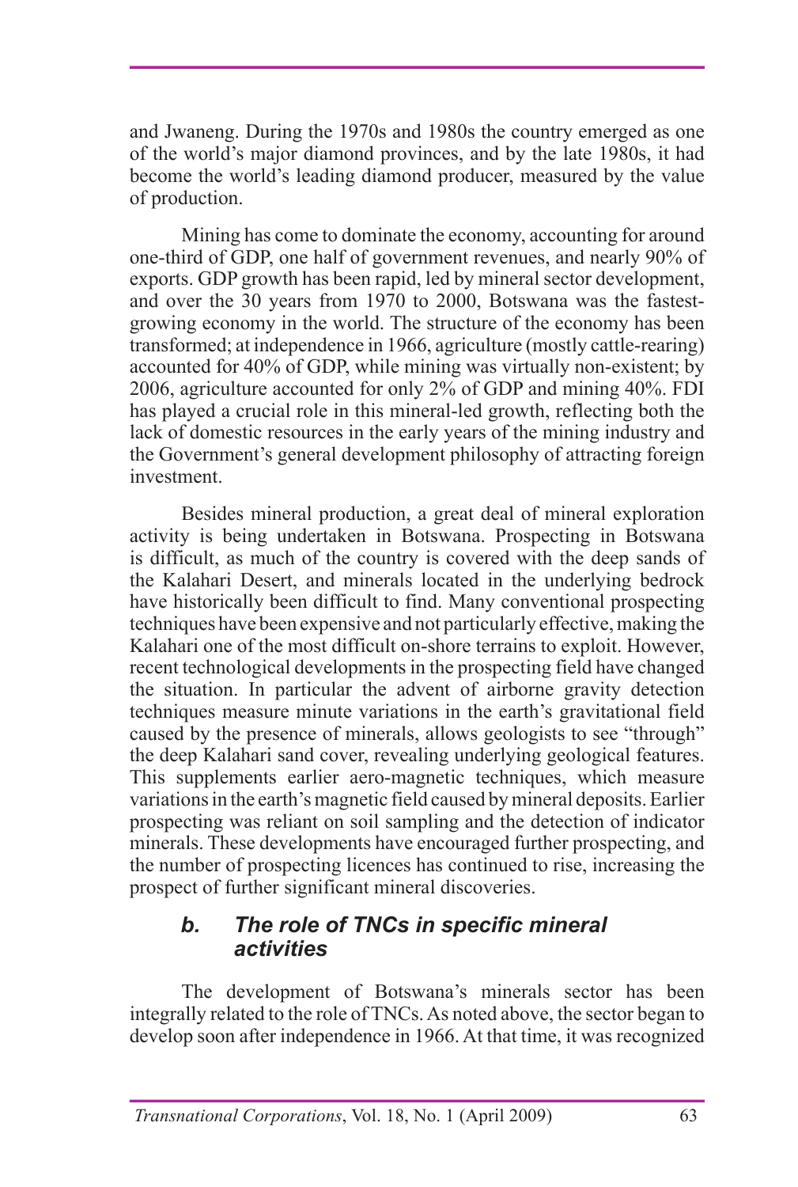and Jwaneng. During the 1970s and 1980s the country emerged as one of the world's major diamond provinces, and by the late 1980s, it had become the world's leading diamond producer, measured by the value of production.

Mining has come to dominate the economy, accounting for around one-third of GDP, one half of government revenues, and nearly 90% of exports. GDP growth has been rapid, led by mineral sector development, and over the 30 years from 1970 to 2000, Botswana was the fastest-growing economy in the world. The structure of the economy has been transformed; at independence in 1966, agriculture (mostly cattle-rearing) accounted for 40% of GDP, while mining was virtually non-existent; by 2006, agriculture accounted for only 2% of GDP and mining 40%. FDI has played a crucial role in this mineral-led growth, reflecting both the lack of domestic resources in the early years of the mining industry and the Government's general development philosophy of attracting foreign investment.

Besides mineral production, a great deal of mineral exploration activity is being undertaken in Botswana. Prospecting in Botswana is difficult, as much of the country is covered with the deep sands of the Kalahari Desert, and minerals located in the underlying bedrock have historically been difficult to find. Many conventional prospecting techniques have been expensive and not particularly effective, making the Kalahari one of the most difficult on-shore terrains to exploit. However, recent technological developments in the prospecting field have changed the situation. In particular the advent of airborne gravity detection techniques measure minute variations in the earth's gravitational field caused by the presence of minerals, allows geologists to see "through" the deep Kalahari sand cover, revealing underlying geological features. This supplements earlier aero-magnetic techniques, which measure variations in the earth's magnetic field caused by mineral deposits. Earlier prospecting was reliant on soil sampling and the detection of indicator minerals. These developments have encouraged further prospecting, and the number of prospecting licences has continued to rise, increasing the prospect of further significant mineral discoveries.

### *b. The role of TNCs in specific mineral activities*

The development of Botswana's minerals sector has been integrally related to the role of TNCs. As noted above, the sector began to develop soon after independence in 1966. At that time, it was recognized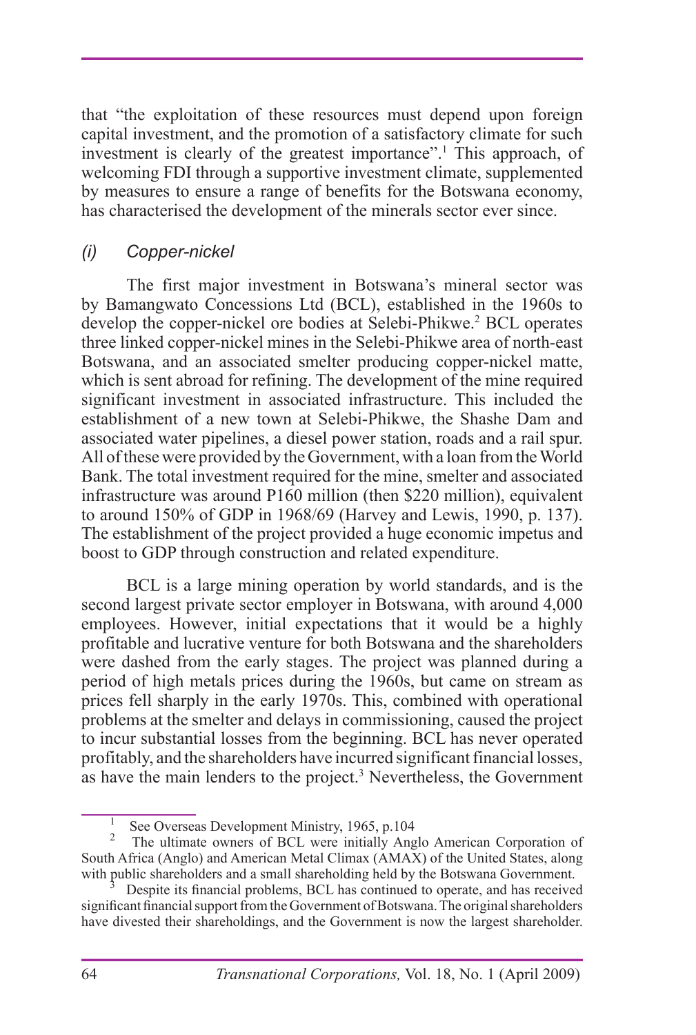that "the exploitation of these resources must depend upon foreign capital investment, and the promotion of a satisfactory climate for such investment is clearly of the greatest importance".[1] This approach, of welcoming FDI through a supportive investment climate, supplemented by measures to ensure a range of benefits for the Botswana economy, has characterised the development of the minerals sector ever since.

*(i) Copper-nickel*

The first major investment in Botswana's mineral sector was by Bamangwato Concessions Ltd (BCL), established in the 1960s to develop the copper-nickel ore bodies at Selebi-Phikwe.[2] BCL operates three linked copper-nickel mines in the Selebi-Phikwe area of north-east Botswana, and an associated smelter producing copper-nickel matte, which is sent abroad for refining. The development of the mine required significant investment in associated infrastructure. This included the establishment of a new town at Selebi-Phikwe, the Shashe Dam and associated water pipelines, a diesel power station, roads and a rail spur. All of these were provided by the Government, with a loan from the World Bank. The total investment required for the mine, smelter and associated infrastructure was around P160 million (then $220 million), equivalent to around 150% of GDP in 1968/69 (Harvey and Lewis, 1990, p. 137). The establishment of the project provided a huge economic impetus and boost to GDP through construction and related expenditure.

BCL is a large mining operation by world standards, and is the second largest private sector employer in Botswana, with around 4,000 employees. However, initial expectations that it would be a highly profitable and lucrative venture for both Botswana and the shareholders were dashed from the early stages. The project was planned during a period of high metals prices during the 1960s, but came on stream as prices fell sharply in the early 1970s. This, combined with operational problems at the smelter and delays in commissioning, caused the project to incur substantial losses from the beginning. BCL has never operated profitably, and the shareholders have incurred significant financial losses, as have the main lenders to the project.[3] Nevertheless, the Government

[1] See Overseas Development Ministry, 1965, p.104

[2] The ultimate owners of BCL were initially Anglo American Corporation of South Africa (Anglo) and American Metal Climax (AMAX) of the United States, along with public shareholders and a small shareholding held by the Botswana Government.

[3] Despite its financial problems, BCL has continued to operate, and has received significant financial support from the Government of Botswana. The original shareholders have divested their shareholdings, and the Government is now the largest shareholder.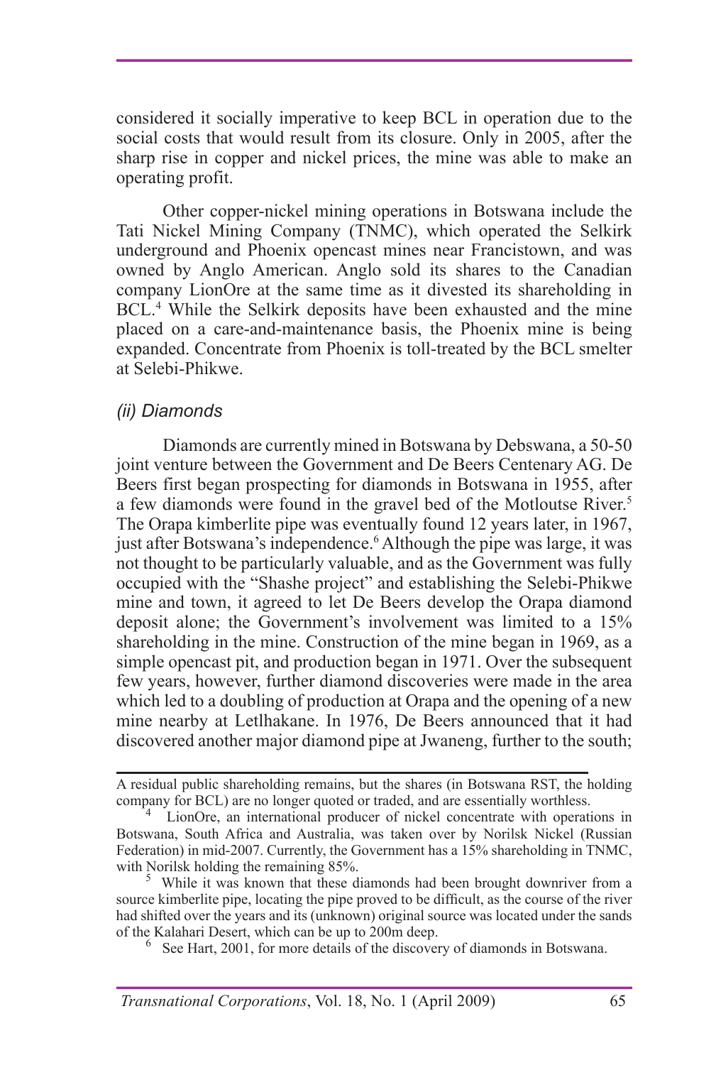considered it socially imperative to keep BCL in operation due to the social costs that would result from its closure. Only in 2005, after the sharp rise in copper and nickel prices, the mine was able to make an operating profit.

Other copper-nickel mining operations in Botswana include the Tati Nickel Mining Company (TNMC), which operated the Selkirk underground and Phoenix opencast mines near Francistown, and was owned by Anglo American. Anglo sold its shares to the Canadian company LionOre at the same time as it divested its shareholding in BCL.[4] While the Selkirk deposits have been exhausted and the mine placed on a care-and-maintenance basis, the Phoenix mine is being expanded. Concentrate from Phoenix is toll-treated by the BCL smelter at Selebi-Phikwe.

### *(ii) Diamonds*

Diamonds are currently mined in Botswana by Debswana, a 50-50 joint venture between the Government and De Beers Centenary AG. De Beers first began prospecting for diamonds in Botswana in 1955, after a few diamonds were found in the gravel bed of the Motloutse River.[5] The Orapa kimberlite pipe was eventually found 12 years later, in 1967, just after Botswana's independence.[6] Although the pipe was large, it was not thought to be particularly valuable, and as the Government was fully occupied with the "Shashe project" and establishing the Selebi-Phikwe mine and town, it agreed to let De Beers develop the Orapa diamond deposit alone; the Government's involvement was limited to a 15% shareholding in the mine. Construction of the mine began in 1969, as a simple opencast pit, and production began in 1971. Over the subsequent few years, however, further diamond discoveries were made in the area which led to a doubling of production at Orapa and the opening of a new mine nearby at Letlhakane. In 1976, De Beers announced that it had discovered another major diamond pipe at Jwaneng, further to the south;

---

A residual public shareholding remains, but the shares (in Botswana RST, the holding company for BCL) are no longer quoted or traded, and are essentially worthless.

[4] LionOre, an international producer of nickel concentrate with operations in Botswana, South Africa and Australia, was taken over by Norilsk Nickel (Russian Federation) in mid-2007. Currently, the Government has a 15% shareholding in TNMC, with Norilsk holding the remaining 85%.

[5] While it was known that these diamonds had been brought downriver from a source kimberlite pipe, locating the pipe proved to be difficult, as the course of the river had shifted over the years and its (unknown) original source was located under the sands of the Kalahari Desert, which can be up to 200m deep.

[6] See Hart, 2001, for more details of the discovery of diamonds in Botswana.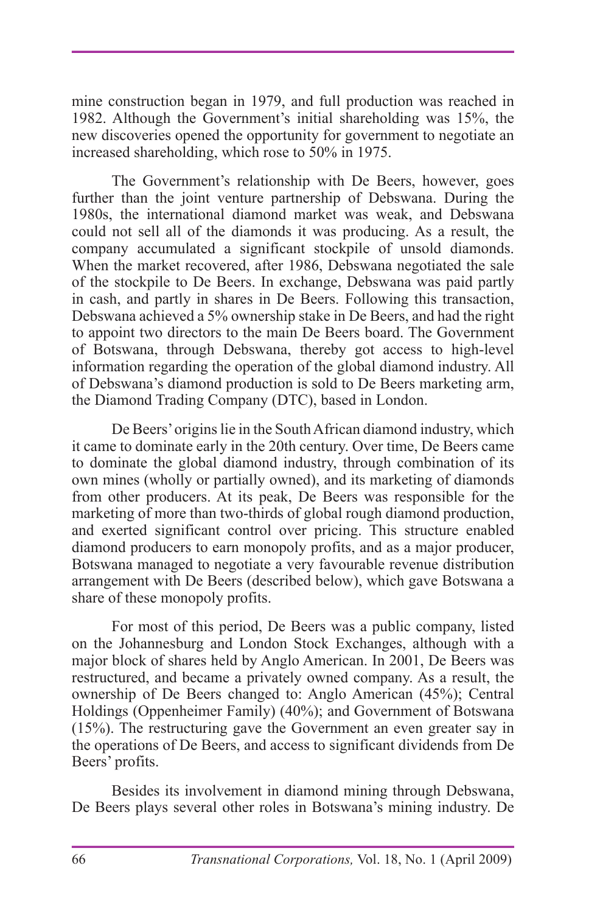mine construction began in 1979, and full production was reached in 1982. Although the Government's initial shareholding was 15%, the new discoveries opened the opportunity for government to negotiate an increased shareholding, which rose to 50% in 1975.

The Government's relationship with De Beers, however, goes further than the joint venture partnership of Debswana. During the 1980s, the international diamond market was weak, and Debswana could not sell all of the diamonds it was producing. As a result, the company accumulated a significant stockpile of unsold diamonds. When the market recovered, after 1986, Debswana negotiated the sale of the stockpile to De Beers. In exchange, Debswana was paid partly in cash, and partly in shares in De Beers. Following this transaction, Debswana achieved a 5% ownership stake in De Beers, and had the right to appoint two directors to the main De Beers board. The Government of Botswana, through Debswana, thereby got access to high-level information regarding the operation of the global diamond industry. All of Debswana's diamond production is sold to De Beers marketing arm, the Diamond Trading Company (DTC), based in London.

De Beers' origins lie in the South African diamond industry, which it came to dominate early in the 20th century. Over time, De Beers came to dominate the global diamond industry, through combination of its own mines (wholly or partially owned), and its marketing of diamonds from other producers. At its peak, De Beers was responsible for the marketing of more than two-thirds of global rough diamond production, and exerted significant control over pricing. This structure enabled diamond producers to earn monopoly profits, and as a major producer, Botswana managed to negotiate a very favourable revenue distribution arrangement with De Beers (described below), which gave Botswana a share of these monopoly profits.

For most of this period, De Beers was a public company, listed on the Johannesburg and London Stock Exchanges, although with a major block of shares held by Anglo American. In 2001, De Beers was restructured, and became a privately owned company. As a result, the ownership of De Beers changed to: Anglo American (45%); Central Holdings (Oppenheimer Family) (40%); and Government of Botswana (15%). The restructuring gave the Government an even greater say in the operations of De Beers, and access to significant dividends from De Beers' profits.

Besides its involvement in diamond mining through Debswana, De Beers plays several other roles in Botswana's mining industry. De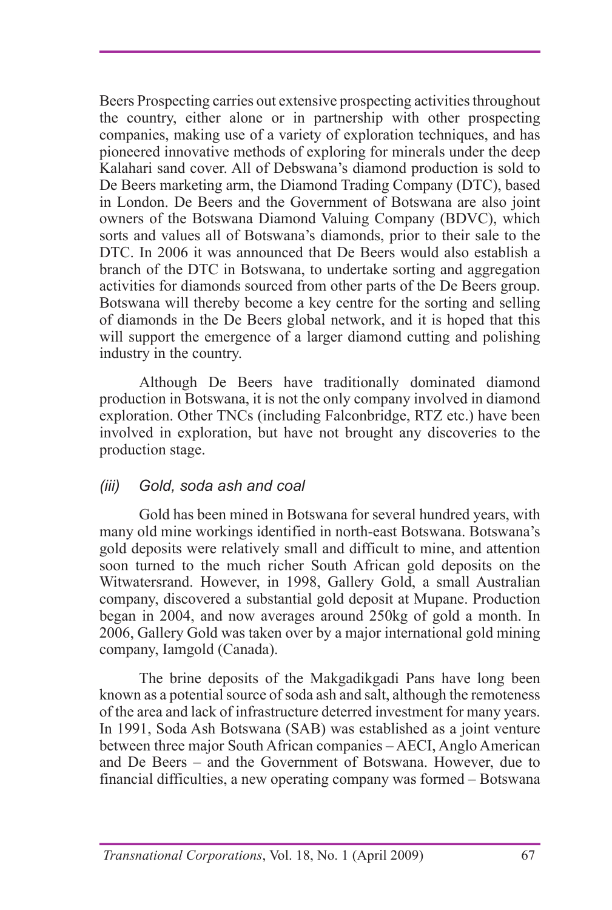Beers Prospecting carries out extensive prospecting activities throughout the country, either alone or in partnership with other prospecting companies, making use of a variety of exploration techniques, and has pioneered innovative methods of exploring for minerals under the deep Kalahari sand cover. All of Debswana's diamond production is sold to De Beers marketing arm, the Diamond Trading Company (DTC), based in London. De Beers and the Government of Botswana are also joint owners of the Botswana Diamond Valuing Company (BDVC), which sorts and values all of Botswana's diamonds, prior to their sale to the DTC. In 2006 it was announced that De Beers would also establish a branch of the DTC in Botswana, to undertake sorting and aggregation activities for diamonds sourced from other parts of the De Beers group. Botswana will thereby become a key centre for the sorting and selling of diamonds in the De Beers global network, and it is hoped that this will support the emergence of a larger diamond cutting and polishing industry in the country.

Although De Beers have traditionally dominated diamond production in Botswana, it is not the only company involved in diamond exploration. Other TNCs (including Falconbridge, RTZ etc.) have been involved in exploration, but have not brought any discoveries to the production stage.

### *(iii) Gold, soda ash and coal*

Gold has been mined in Botswana for several hundred years, with many old mine workings identified in north-east Botswana. Botswana's gold deposits were relatively small and difficult to mine, and attention soon turned to the much richer South African gold deposits on the Witwatersrand. However, in 1998, Gallery Gold, a small Australian company, discovered a substantial gold deposit at Mupane. Production began in 2004, and now averages around 250kg of gold a month. In 2006, Gallery Gold was taken over by a major international gold mining company, Iamgold (Canada).

The brine deposits of the Makgadikgadi Pans have long been known as a potential source of soda ash and salt, although the remoteness of the area and lack of infrastructure deterred investment for many years. In 1991, Soda Ash Botswana (SAB) was established as a joint venture between three major South African companies – AECI, Anglo American and De Beers – and the Government of Botswana. However, due to financial difficulties, a new operating company was formed – Botswana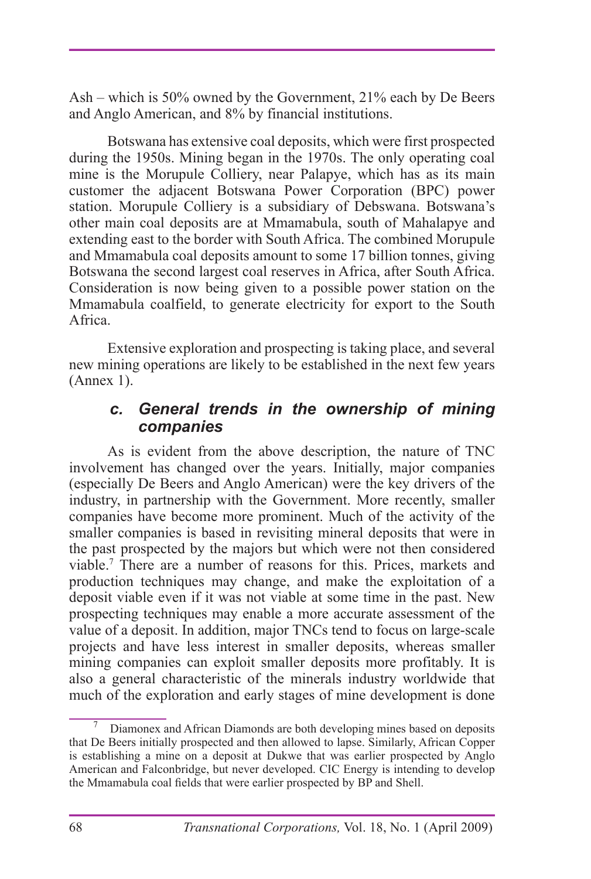Ash – which is 50% owned by the Government, 21% each by De Beers and Anglo American, and 8% by financial institutions.

Botswana has extensive coal deposits, which were first prospected during the 1950s. Mining began in the 1970s. The only operating coal mine is the Morupule Colliery, near Palapye, which has as its main customer the adjacent Botswana Power Corporation (BPC) power station. Morupule Colliery is a subsidiary of Debswana. Botswana's other main coal deposits are at Mmamabula, south of Mahalapye and extending east to the border with South Africa. The combined Morupule and Mmamabula coal deposits amount to some 17 billion tonnes, giving Botswana the second largest coal reserves in Africa, after South Africa. Consideration is now being given to a possible power station on the Mmamabula coalfield, to generate electricity for export to the South Africa.

Extensive exploration and prospecting is taking place, and several new mining operations are likely to be established in the next few years (Annex 1).

### *c. General trends in the ownership of mining companies*

As is evident from the above description, the nature of TNC involvement has changed over the years. Initially, major companies (especially De Beers and Anglo American) were the key drivers of the industry, in partnership with the Government. More recently, smaller companies have become more prominent. Much of the activity of the smaller companies is based in revisiting mineral deposits that were in the past prospected by the majors but which were not then considered viable.[7] There are a number of reasons for this. Prices, markets and production techniques may change, and make the exploitation of a deposit viable even if it was not viable at some time in the past. New prospecting techniques may enable a more accurate assessment of the value of a deposit. In addition, major TNCs tend to focus on large-scale projects and have less interest in smaller deposits, whereas smaller mining companies can exploit smaller deposits more profitably. It is also a general characteristic of the minerals industry worldwide that much of the exploration and early stages of mine development is done

[7] Diamonex and African Diamonds are both developing mines based on deposits that De Beers initially prospected and then allowed to lapse. Similarly, African Copper is establishing a mine on a deposit at Dukwe that was earlier prospected by Anglo American and Falconbridge, but never developed. CIC Energy is intending to develop the Mmamabula coal fields that were earlier prospected by BP and Shell.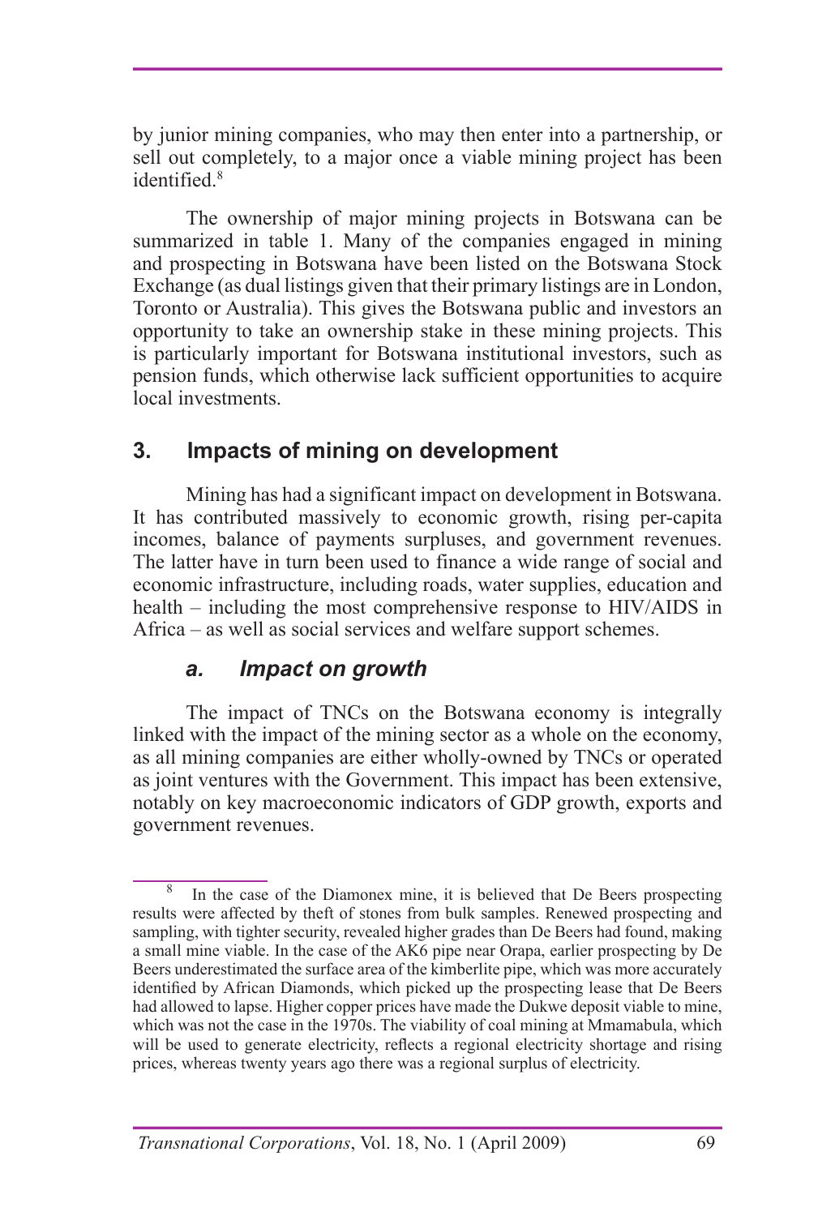by junior mining companies, who may then enter into a partnership, or sell out completely, to a major once a viable mining project has been identified.[8]

The ownership of major mining projects in Botswana can be summarized in table 1. Many of the companies engaged in mining and prospecting in Botswana have been listed on the Botswana Stock Exchange (as dual listings given that their primary listings are in London, Toronto or Australia). This gives the Botswana public and investors an opportunity to take an ownership stake in these mining projects. This is particularly important for Botswana institutional investors, such as pension funds, which otherwise lack sufficient opportunities to acquire local investments.

## 3. Impacts of mining on development

Mining has had a significant impact on development in Botswana. It has contributed massively to economic growth, rising per-capita incomes, balance of payments surpluses, and government revenues. The latter have in turn been used to finance a wide range of social and economic infrastructure, including roads, water supplies, education and health – including the most comprehensive response to HIV/AIDS in Africa – as well as social services and welfare support schemes.

### *a. Impact on growth*

The impact of TNCs on the Botswana economy is integrally linked with the impact of the mining sector as a whole on the economy, as all mining companies are either wholly-owned by TNCs or operated as joint ventures with the Government. This impact has been extensive, notably on key macroeconomic indicators of GDP growth, exports and government revenues.

[8] In the case of the Diamonex mine, it is believed that De Beers prospecting results were affected by theft of stones from bulk samples. Renewed prospecting and sampling, with tighter security, revealed higher grades than De Beers had found, making a small mine viable. In the case of the AK6 pipe near Orapa, earlier prospecting by De Beers underestimated the surface area of the kimberlite pipe, which was more accurately identified by African Diamonds, which picked up the prospecting lease that De Beers had allowed to lapse. Higher copper prices have made the Dukwe deposit viable to mine, which was not the case in the 1970s. The viability of coal mining at Mmamabula, which will be used to generate electricity, reflects a regional electricity shortage and rising prices, whereas twenty years ago there was a regional surplus of electricity.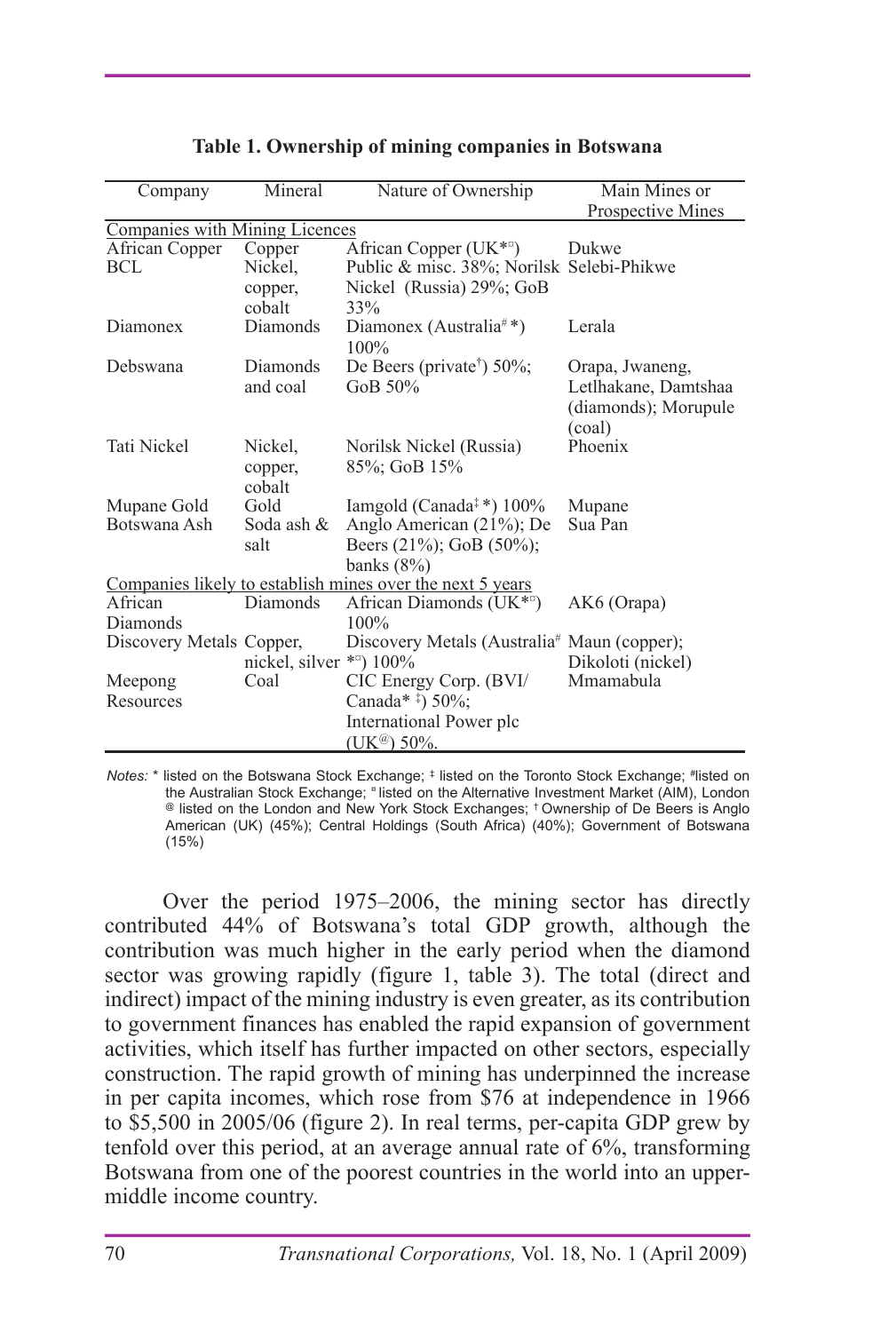**Table 1. Ownership of mining companies in Botswana**

| Company | Mineral | Nature of Ownership | Main Mines or Prospective Mines |
|---|---|---|---|
| Companies with Mining Licences | | | |
| African Copper | Copper | African Copper (UK*¤) | Dukwe |
| BCL | Nickel, copper, cobalt | Public & misc. 38%; Norilsk Nickel (Russia) 29%; GoB 33% | Selebi-Phikwe |
| Diamonex | Diamonds | Diamonex (Australia#*) 100% | Lerala |
| Debswana | Diamonds and coal | De Beers (private†) 50%; GoB 50% | Orapa, Jwaneng, Letlhakane, Damtshaa (diamonds); Morupule (coal) |
| Tati Nickel | Nickel, copper, cobalt | Norilsk Nickel (Russia) 85%; GoB 15% | Phoenix |
| Mupane Gold | Gold | Iamgold (Canada‡*) 100% | Mupane |
| Botswana Ash | Soda ash & salt | Anglo American (21%); De Beers (21%); GoB (50%); banks (8%) | Sua Pan |
| Companies likely to establish mines over the next 5 years | | | |
| African Diamonds | Diamonds | African Diamonds (UK*¤) 100% | AK6 (Orapa) |
| Discovery Metals | Copper, nickel, silver | Discovery Metals (Australia# *¤) 100% | Maun (copper); Dikoloti (nickel) |
| Meepong Resources | Coal | CIC Energy Corp. (BVI/ Canada* ‡) 50%; International Power plc (UK@) 50%. | Mmamabula |

*Notes:* * listed on the Botswana Stock Exchange; ‡ listed on the Toronto Stock Exchange; # listed on the Australian Stock Exchange; ¤ listed on the Alternative Investment Market (AIM), London @ listed on the London and New York Stock Exchanges; † Ownership of De Beers is Anglo American (UK) (45%); Central Holdings (South Africa) (40%); Government of Botswana (15%)

Over the period 1975–2006, the mining sector has directly contributed 44% of Botswana's total GDP growth, although the contribution was much higher in the early period when the diamond sector was growing rapidly (figure 1, table 3). The total (direct and indirect) impact of the mining industry is even greater, as its contribution to government finances has enabled the rapid expansion of government activities, which itself has further impacted on other sectors, especially construction. The rapid growth of mining has underpinned the increase in per capita incomes, which rose from \$76 at independence in 1966 to \$5,500 in 2005/06 (figure 2). In real terms, per-capita GDP grew by tenfold over this period, at an average annual rate of 6%, transforming Botswana from one of the poorest countries in the world into an upper-middle income country.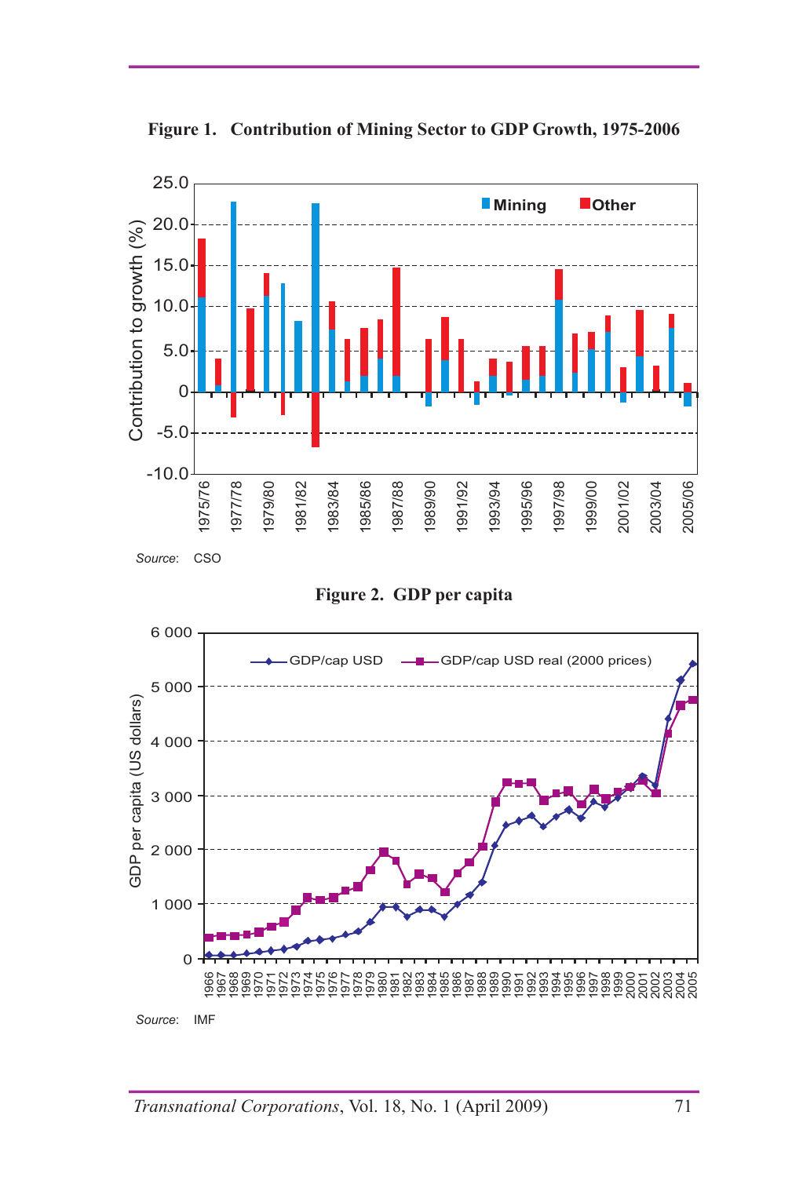**Figure 1. Contribution of Mining Sector to GDP Growth, 1975-2006**

*Source*: CSO

**Figure 2. GDP per capita**

*Source*: IMF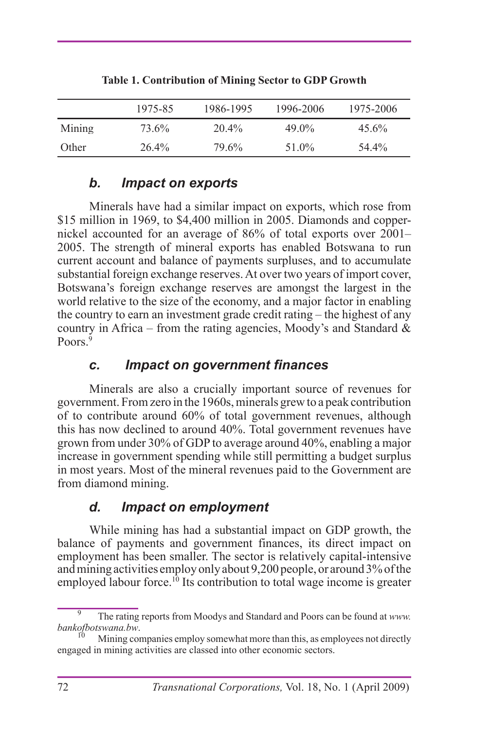**Table 1. Contribution of Mining Sector to GDP Growth**

| | 1975-85 | 1986-1995 | 1996-2006 | 1975-2006 |
|---|---|---|---|---|
| Mining | 73.6% | 20.4% | 49.0% | 45.6% |
| Other | 26.4% | 79.6% | 51.0% | 54.4% |

### *b. Impact on exports*

Minerals have had a similar impact on exports, which rose from \$15 million in 1969, to \$4,400 million in 2005. Diamonds and copper-nickel accounted for an average of 86% of total exports over 2001–2005. The strength of mineral exports has enabled Botswana to run current account and balance of payments surpluses, and to accumulate substantial foreign exchange reserves. At over two years of import cover, Botswana's foreign exchange reserves are amongst the largest in the world relative to the size of the economy, and a major factor in enabling the country to earn an investment grade credit rating – the highest of any country in Africa – from the rating agencies, Moody's and Standard & Poors.[9]

### *c. Impact on government finances*

Minerals are also a crucially important source of revenues for government. From zero in the 1960s, minerals grew to a peak contribution of to contribute around 60% of total government revenues, although this has now declined to around 40%. Total government revenues have grown from under 30% of GDP to average around 40%, enabling a major increase in government spending while still permitting a budget surplus in most years. Most of the mineral revenues paid to the Government are from diamond mining.

### *d. Impact on employment*

While mining has had a substantial impact on GDP growth, the balance of payments and government finances, its direct impact on employment has been smaller. The sector is relatively capital-intensive and mining activities employ only about 9,200 people, or around 3% of the employed labour force.[10] Its contribution to total wage income is greater

---

[9] The rating reports from Moodys and Standard and Poors can be found at *www.bankofbotswana.bw*.

[10] Mining companies employ somewhat more than this, as employees not directly engaged in mining activities are classed into other economic sectors.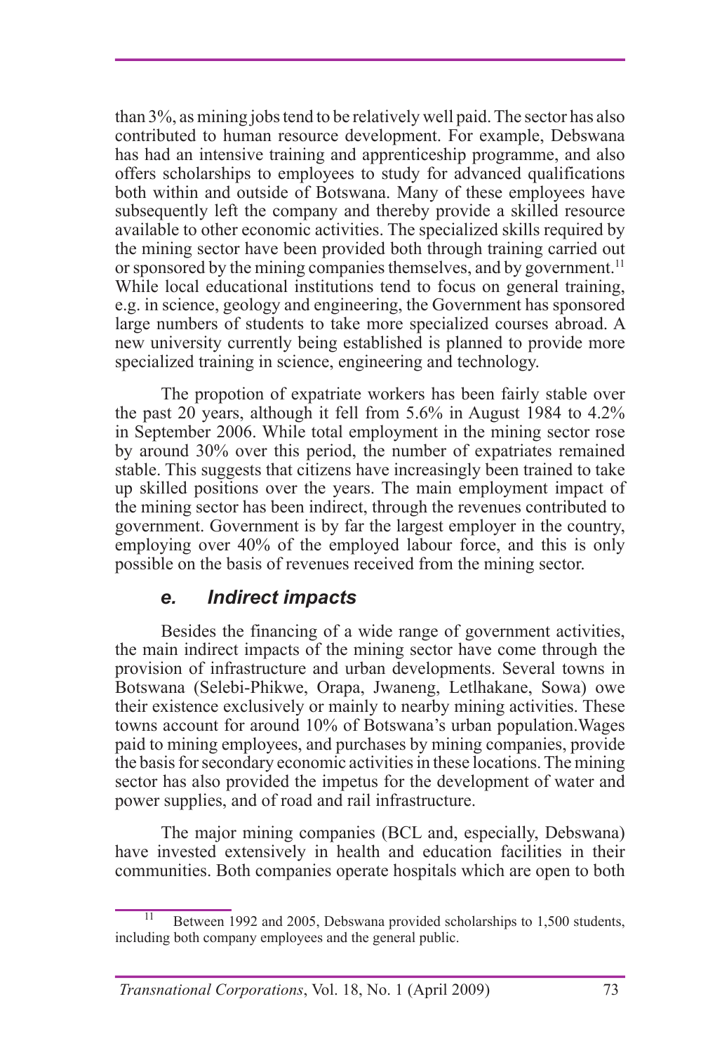than 3%, as mining jobs tend to be relatively well paid. The sector has also contributed to human resource development. For example, Debswana has had an intensive training and apprenticeship programme, and also offers scholarships to employees to study for advanced qualifications both within and outside of Botswana. Many of these employees have subsequently left the company and thereby provide a skilled resource available to other economic activities. The specialized skills required by the mining sector have been provided both through training carried out or sponsored by the mining companies themselves, and by government.[11] While local educational institutions tend to focus on general training, e.g. in science, geology and engineering, the Government has sponsored large numbers of students to take more specialized courses abroad. A new university currently being established is planned to provide more specialized training in science, engineering and technology.

The propotion of expatriate workers has been fairly stable over the past 20 years, although it fell from 5.6% in August 1984 to 4.2% in September 2006. While total employment in the mining sector rose by around 30% over this period, the number of expatriates remained stable. This suggests that citizens have increasingly been trained to take up skilled positions over the years. The main employment impact of the mining sector has been indirect, through the revenues contributed to government. Government is by far the largest employer in the country, employing over 40% of the employed labour force, and this is only possible on the basis of revenues received from the mining sector.

### *e. Indirect impacts*

Besides the financing of a wide range of government activities, the main indirect impacts of the mining sector have come through the provision of infrastructure and urban developments. Several towns in Botswana (Selebi-Phikwe, Orapa, Jwaneng, Letlhakane, Sowa) owe their existence exclusively or mainly to nearby mining activities. These towns account for around 10% of Botswana's urban population.Wages paid to mining employees, and purchases by mining companies, provide the basis for secondary economic activities in these locations. The mining sector has also provided the impetus for the development of water and power supplies, and of road and rail infrastructure.

The major mining companies (BCL and, especially, Debswana) have invested extensively in health and education facilities in their communities. Both companies operate hospitals which are open to both

[11] Between 1992 and 2005, Debswana provided scholarships to 1,500 students, including both company employees and the general public.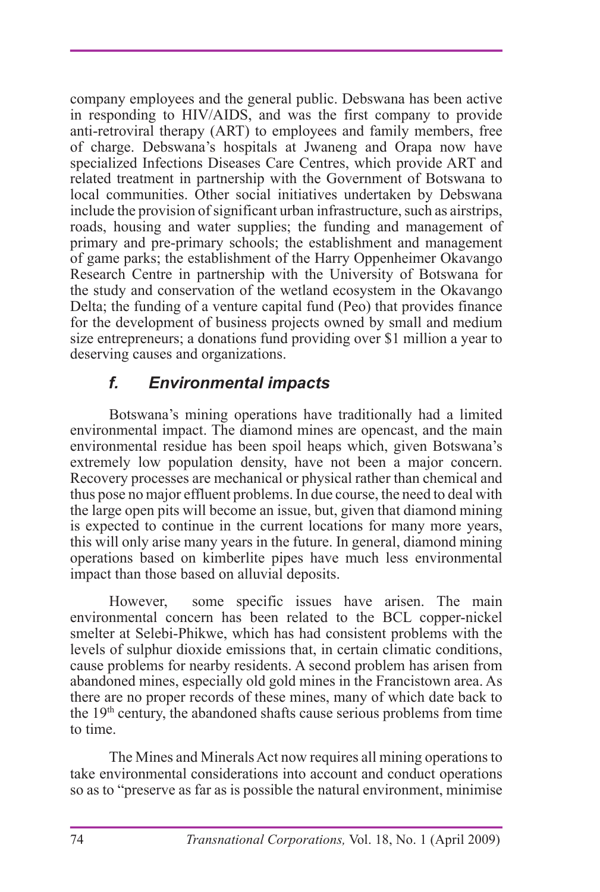company employees and the general public. Debswana has been active in responding to HIV/AIDS, and was the first company to provide anti-retroviral therapy (ART) to employees and family members, free of charge. Debswana's hospitals at Jwaneng and Orapa now have specialized Infections Diseases Care Centres, which provide ART and related treatment in partnership with the Government of Botswana to local communities. Other social initiatives undertaken by Debswana include the provision of significant urban infrastructure, such as airstrips, roads, housing and water supplies; the funding and management of primary and pre-primary schools; the establishment and management of game parks; the establishment of the Harry Oppenheimer Okavango Research Centre in partnership with the University of Botswana for the study and conservation of the wetland ecosystem in the Okavango Delta; the funding of a venture capital fund (Peo) that provides finance for the development of business projects owned by small and medium size entrepreneurs; a donations fund providing over $1 million a year to deserving causes and organizations.

### *f. Environmental impacts*

Botswana's mining operations have traditionally had a limited environmental impact. The diamond mines are opencast, and the main environmental residue has been spoil heaps which, given Botswana's extremely low population density, have not been a major concern. Recovery processes are mechanical or physical rather than chemical and thus pose no major effluent problems. In due course, the need to deal with the large open pits will become an issue, but, given that diamond mining is expected to continue in the current locations for many more years, this will only arise many years in the future. In general, diamond mining operations based on kimberlite pipes have much less environmental impact than those based on alluvial deposits.

However, some specific issues have arisen. The main environmental concern has been related to the BCL copper-nickel smelter at Selebi-Phikwe, which has had consistent problems with the levels of sulphur dioxide emissions that, in certain climatic conditions, cause problems for nearby residents. A second problem has arisen from abandoned mines, especially old gold mines in the Francistown area. As there are no proper records of these mines, many of which date back to the 19th century, the abandoned shafts cause serious problems from time to time.

The Mines and Minerals Act now requires all mining operations to take environmental considerations into account and conduct operations so as to "preserve as far as is possible the natural environment, minimise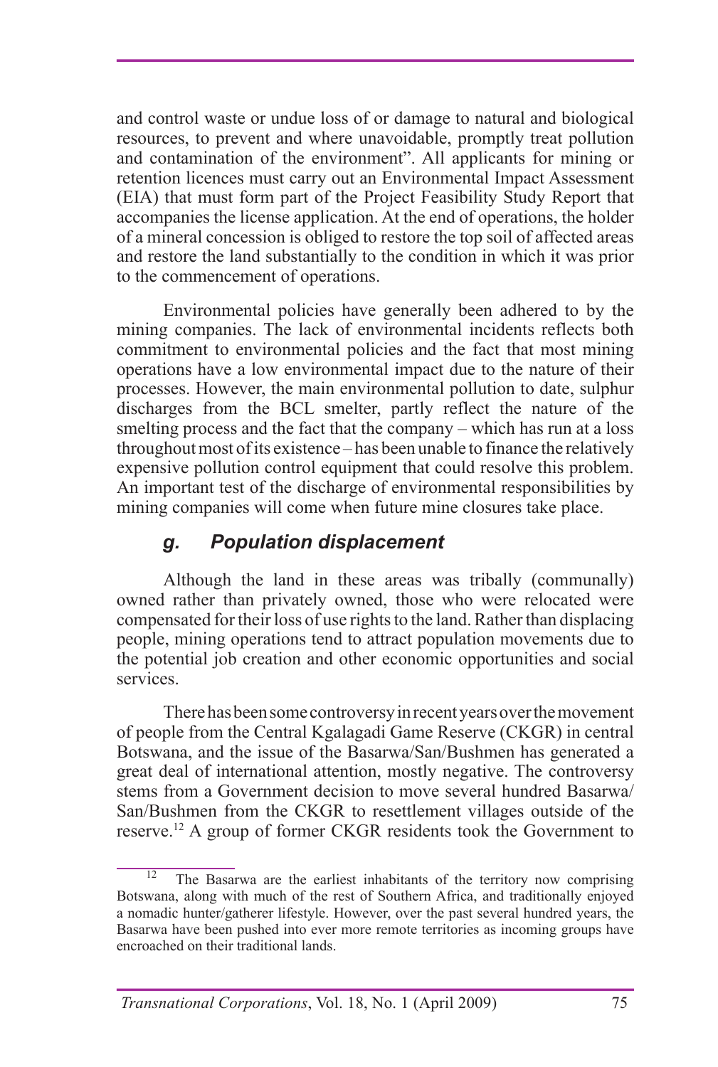and control waste or undue loss of or damage to natural and biological resources, to prevent and where unavoidable, promptly treat pollution and contamination of the environment". All applicants for mining or retention licences must carry out an Environmental Impact Assessment (EIA) that must form part of the Project Feasibility Study Report that accompanies the license application. At the end of operations, the holder of a mineral concession is obliged to restore the top soil of affected areas and restore the land substantially to the condition in which it was prior to the commencement of operations.

Environmental policies have generally been adhered to by the mining companies. The lack of environmental incidents reflects both commitment to environmental policies and the fact that most mining operations have a low environmental impact due to the nature of their processes. However, the main environmental pollution to date, sulphur discharges from the BCL smelter, partly reflect the nature of the smelting process and the fact that the company – which has run at a loss throughout most of its existence – has been unable to finance the relatively expensive pollution control equipment that could resolve this problem. An important test of the discharge of environmental responsibilities by mining companies will come when future mine closures take place.

### *g. Population displacement*

Although the land in these areas was tribally (communally) owned rather than privately owned, those who were relocated were compensated for their loss of use rights to the land. Rather than displacing people, mining operations tend to attract population movements due to the potential job creation and other economic opportunities and social services.

There has been some controversy in recent years over the movement of people from the Central Kgalagadi Game Reserve (CKGR) in central Botswana, and the issue of the Basarwa/San/Bushmen has generated a great deal of international attention, mostly negative. The controversy stems from a Government decision to move several hundred Basarwa/San/Bushmen from the CKGR to resettlement villages outside of the reserve.[12] A group of former CKGR residents took the Government to

---

[12] The Basarwa are the earliest inhabitants of the territory now comprising Botswana, along with much of the rest of Southern Africa, and traditionally enjoyed a nomadic hunter/gatherer lifestyle. However, over the past several hundred years, the Basarwa have been pushed into ever more remote territories as incoming groups have encroached on their traditional lands.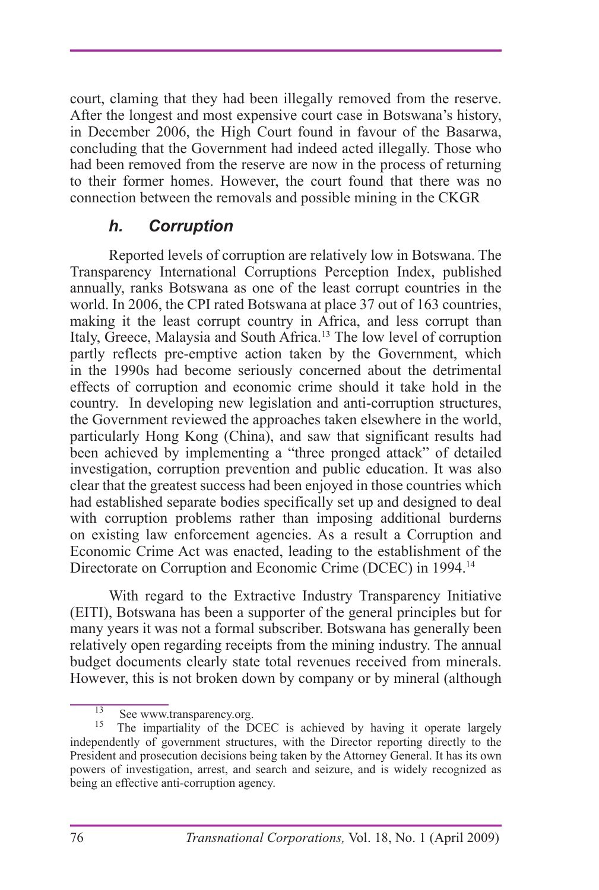court, claming that they had been illegally removed from the reserve. After the longest and most expensive court case in Botswana's history, in December 2006, the High Court found in favour of the Basarwa, concluding that the Government had indeed acted illegally. Those who had been removed from the reserve are now in the process of returning to their former homes. However, the court found that there was no connection between the removals and possible mining in the CKGR

### *h. Corruption*

Reported levels of corruption are relatively low in Botswana. The Transparency International Corruptions Perception Index, published annually, ranks Botswana as one of the least corrupt countries in the world. In 2006, the CPI rated Botswana at place 37 out of 163 countries, making it the least corrupt country in Africa, and less corrupt than Italy, Greece, Malaysia and South Africa.[13] The low level of corruption partly reflects pre-emptive action taken by the Government, which in the 1990s had become seriously concerned about the detrimental effects of corruption and economic crime should it take hold in the country. In developing new legislation and anti-corruption structures, the Government reviewed the approaches taken elsewhere in the world, particularly Hong Kong (China), and saw that significant results had been achieved by implementing a "three pronged attack" of detailed investigation, corruption prevention and public education. It was also clear that the greatest success had been enjoyed in those countries which had established separate bodies specifically set up and designed to deal with corruption problems rather than imposing additional burdens on existing law enforcement agencies. As a result a Corruption and Economic Crime Act was enacted, leading to the establishment of the Directorate on Corruption and Economic Crime (DCEC) in 1994.[14]

With regard to the Extractive Industry Transparency Initiative (EITI), Botswana has been a supporter of the general principles but for many years it was not a formal subscriber. Botswana has generally been relatively open regarding receipts from the mining industry. The annual budget documents clearly state total revenues received from minerals. However, this is not broken down by company or by mineral (although

---

[13] See www.transparency.org.

[15] The impartiality of the DCEC is achieved by having it operate largely independently of government structures, with the Director reporting directly to the President and prosecution decisions being taken by the Attorney General. It has its own powers of investigation, arrest, and search and seizure, and is widely recognized as being an effective anti-corruption agency.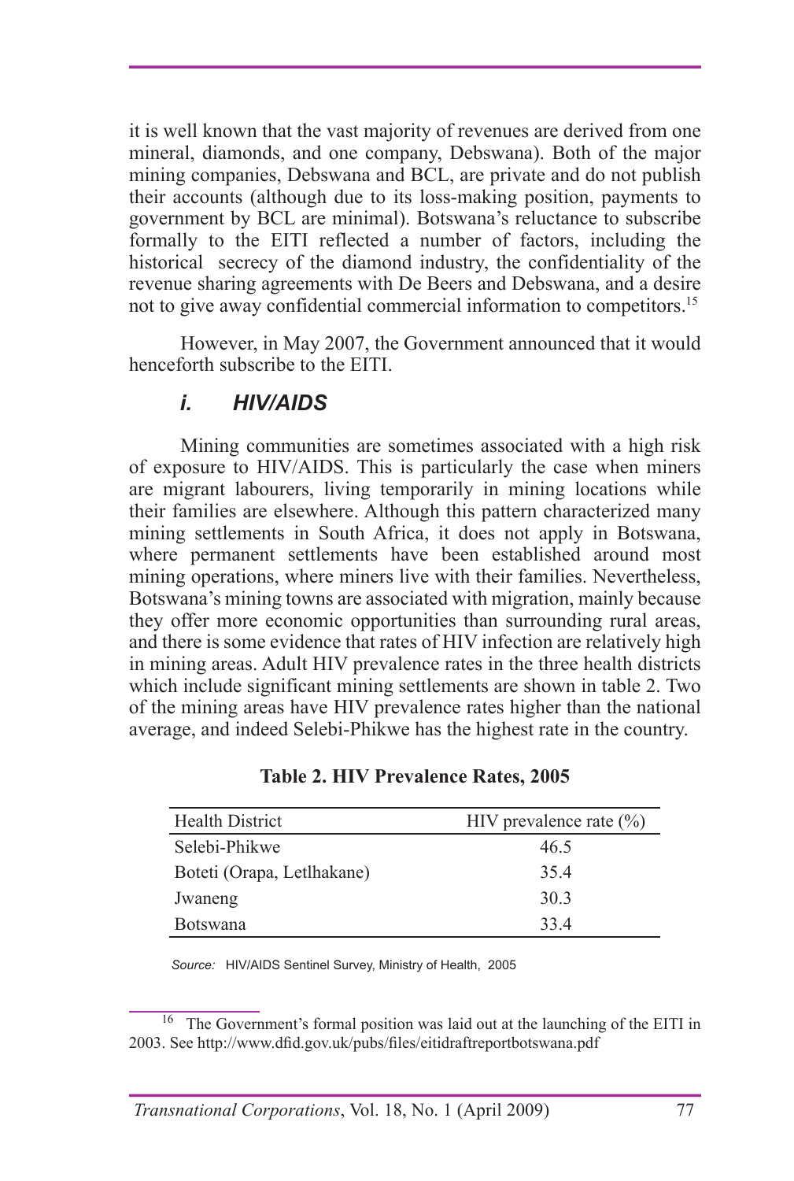it is well known that the vast majority of revenues are derived from one mineral, diamonds, and one company, Debswana). Both of the major mining companies, Debswana and BCL, are private and do not publish their accounts (although due to its loss-making position, payments to government by BCL are minimal). Botswana's reluctance to subscribe formally to the EITI reflected a number of factors, including the historical secrecy of the diamond industry, the confidentiality of the revenue sharing agreements with De Beers and Debswana, and a desire not to give away confidential commercial information to competitors.[15]

However, in May 2007, the Government announced that it would henceforth subscribe to the EITI.

### *i. HIV/AIDS*

Mining communities are sometimes associated with a high risk of exposure to HIV/AIDS. This is particularly the case when miners are migrant labourers, living temporarily in mining locations while their families are elsewhere. Although this pattern characterized many mining settlements in South Africa, it does not apply in Botswana, where permanent settlements have been established around most mining operations, where miners live with their families. Nevertheless, Botswana's mining towns are associated with migration, mainly because they offer more economic opportunities than surrounding rural areas, and there is some evidence that rates of HIV infection are relatively high in mining areas. Adult HIV prevalence rates in the three health districts which include significant mining settlements are shown in table 2. Two of the mining areas have HIV prevalence rates higher than the national average, and indeed Selebi-Phikwe has the highest rate in the country.

**Table 2. HIV Prevalence Rates, 2005**

| Health District | HIV prevalence rate (%) |
|---|---|
| Selebi-Phikwe | 46.5 |
| Boteti (Orapa, Letlhakane) | 35.4 |
| Jwaneng | 30.3 |
| Botswana | 33.4 |

*Source:* HIV/AIDS Sentinel Survey, Ministry of Health, 2005

[16] The Government's formal position was laid out at the launching of the EITI in 2003. See http://www.dfid.gov.uk/pubs/files/eitidraftreportbotswana.pdf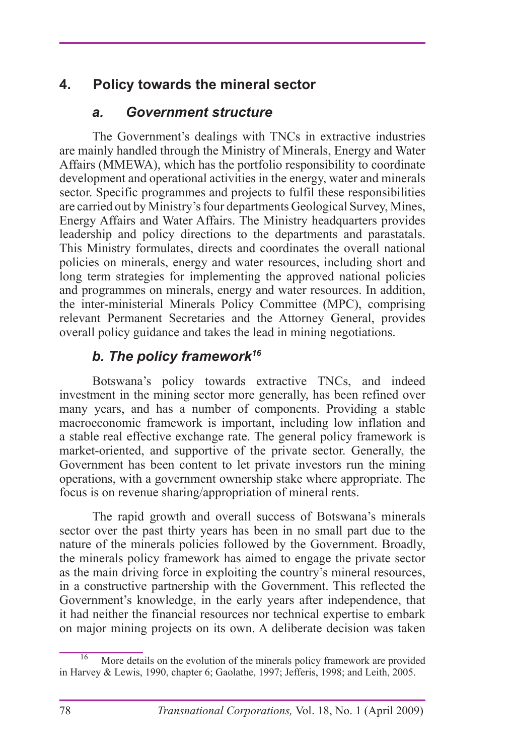## 4. Policy towards the mineral sector

### *a. Government structure*

The Government's dealings with TNCs in extractive industries are mainly handled through the Ministry of Minerals, Energy and Water Affairs (MMEWA), which has the portfolio responsibility to coordinate development and operational activities in the energy, water and minerals sector. Specific programmes and projects to fulfil these responsibilities are carried out by Ministry's four departments Geological Survey, Mines, Energy Affairs and Water Affairs. The Ministry headquarters provides leadership and policy directions to the departments and parastatals. This Ministry formulates, directs and coordinates the overall national policies on minerals, energy and water resources, including short and long term strategies for implementing the approved national policies and programmes on minerals, energy and water resources. In addition, the inter-ministerial Minerals Policy Committee (MPC), comprising relevant Permanent Secretaries and the Attorney General, provides overall policy guidance and takes the lead in mining negotiations.

### *b. The policy framework*[16]

Botswana's policy towards extractive TNCs, and indeed investment in the mining sector more generally, has been refined over many years, and has a number of components. Providing a stable macroeconomic framework is important, including low inflation and a stable real effective exchange rate. The general policy framework is market-oriented, and supportive of the private sector. Generally, the Government has been content to let private investors run the mining operations, with a government ownership stake where appropriate. The focus is on revenue sharing/appropriation of mineral rents.

The rapid growth and overall success of Botswana's minerals sector over the past thirty years has been in no small part due to the nature of the minerals policies followed by the Government. Broadly, the minerals policy framework has aimed to engage the private sector as the main driving force in exploiting the country's mineral resources, in a constructive partnership with the Government. This reflected the Government's knowledge, in the early years after independence, that it had neither the financial resources nor technical expertise to embark on major mining projects on its own. A deliberate decision was taken

---

[16] More details on the evolution of the minerals policy framework are provided in Harvey & Lewis, 1990, chapter 6; Gaolathe, 1997; Jefferis, 1998; and Leith, 2005.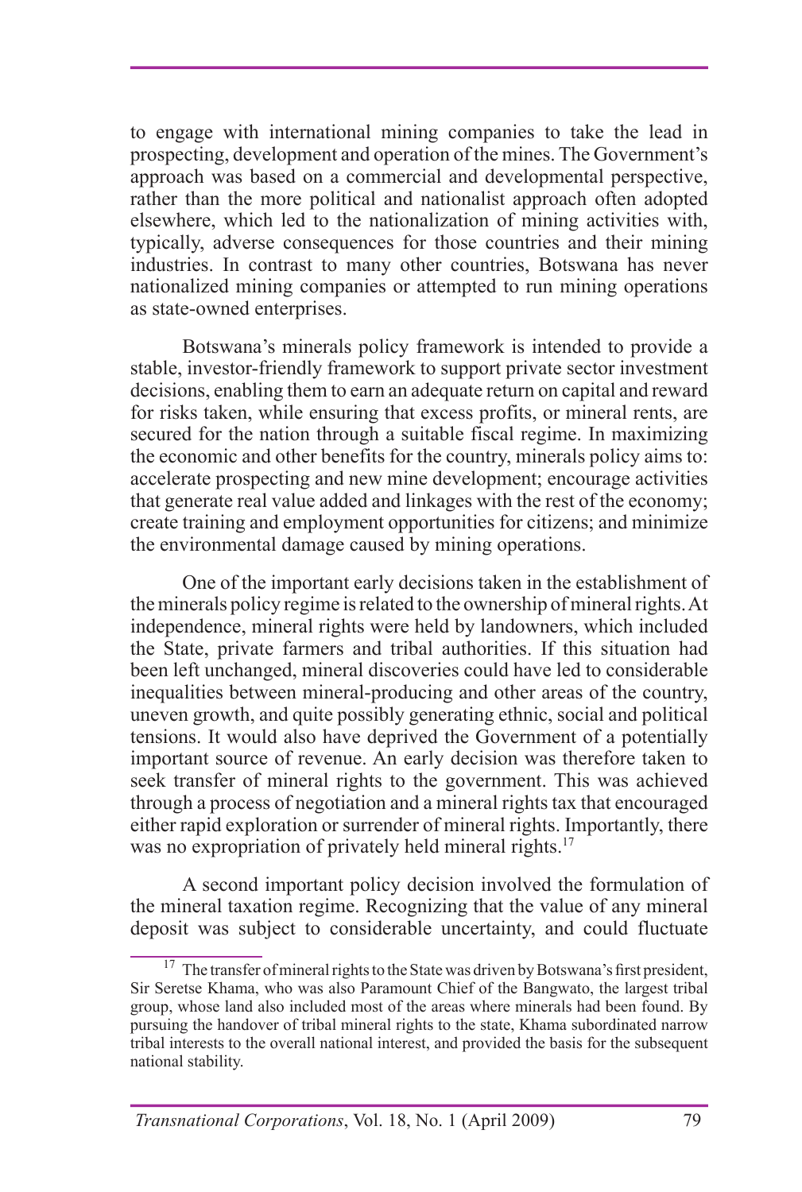to engage with international mining companies to take the lead in prospecting, development and operation of the mines. The Government's approach was based on a commercial and developmental perspective, rather than the more political and nationalist approach often adopted elsewhere, which led to the nationalization of mining activities with, typically, adverse consequences for those countries and their mining industries. In contrast to many other countries, Botswana has never nationalized mining companies or attempted to run mining operations as state-owned enterprises.

Botswana's minerals policy framework is intended to provide a stable, investor-friendly framework to support private sector investment decisions, enabling them to earn an adequate return on capital and reward for risks taken, while ensuring that excess profits, or mineral rents, are secured for the nation through a suitable fiscal regime. In maximizing the economic and other benefits for the country, minerals policy aims to: accelerate prospecting and new mine development; encourage activities that generate real value added and linkages with the rest of the economy; create training and employment opportunities for citizens; and minimize the environmental damage caused by mining operations.

One of the important early decisions taken in the establishment of the minerals policy regime is related to the ownership of mineral rights. At independence, mineral rights were held by landowners, which included the State, private farmers and tribal authorities. If this situation had been left unchanged, mineral discoveries could have led to considerable inequalities between mineral-producing and other areas of the country, uneven growth, and quite possibly generating ethnic, social and political tensions. It would also have deprived the Government of a potentially important source of revenue. An early decision was therefore taken to seek transfer of mineral rights to the government. This was achieved through a process of negotiation and a mineral rights tax that encouraged either rapid exploration or surrender of mineral rights. Importantly, there was no expropriation of privately held mineral rights.[17]

A second important policy decision involved the formulation of the mineral taxation regime. Recognizing that the value of any mineral deposit was subject to considerable uncertainty, and could fluctuate

[17] The transfer of mineral rights to the State was driven by Botswana's first president, Sir Seretse Khama, who was also Paramount Chief of the Bangwato, the largest tribal group, whose land also included most of the areas where minerals had been found. By pursuing the handover of tribal mineral rights to the state, Khama subordinated narrow tribal interests to the overall national interest, and provided the basis for the subsequent national stability.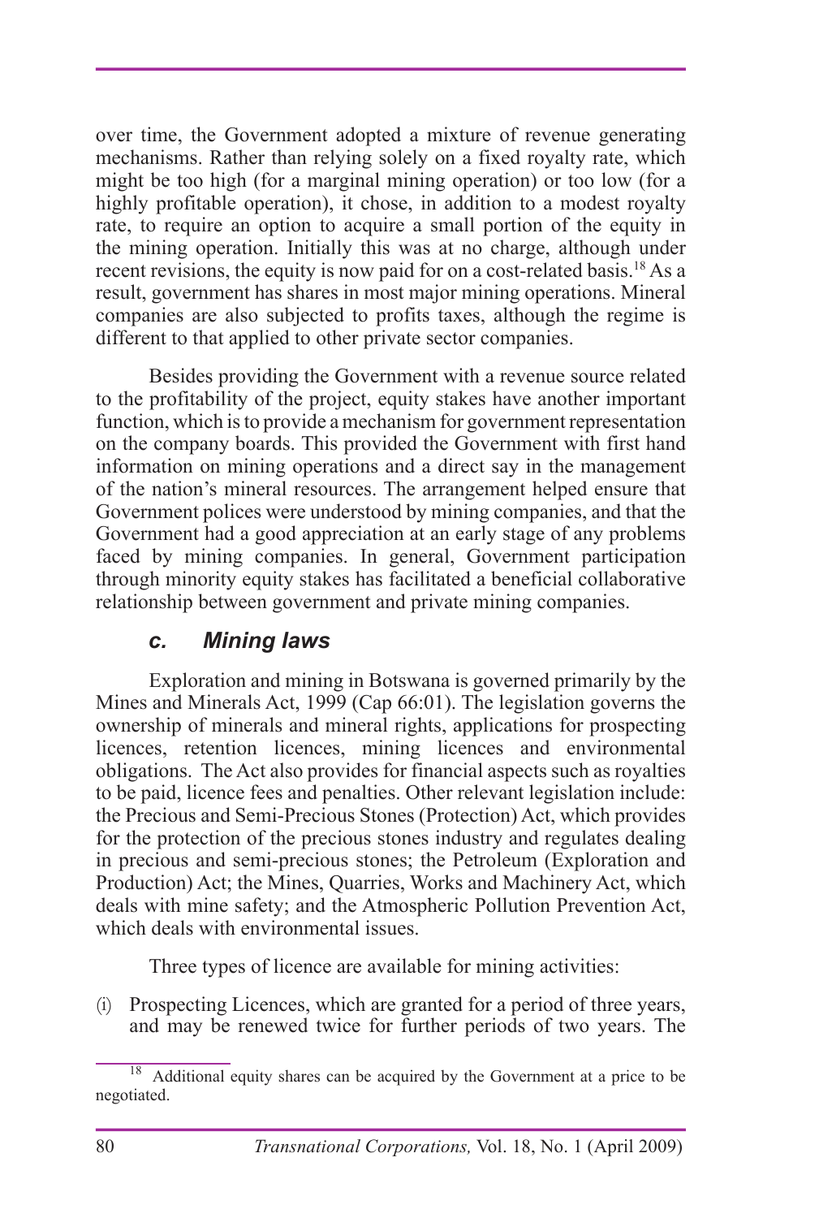over time, the Government adopted a mixture of revenue generating mechanisms. Rather than relying solely on a fixed royalty rate, which might be too high (for a marginal mining operation) or too low (for a highly profitable operation), it chose, in addition to a modest royalty rate, to require an option to acquire a small portion of the equity in the mining operation. Initially this was at no charge, although under recent revisions, the equity is now paid for on a cost-related basis.[18] As a result, government has shares in most major mining operations. Mineral companies are also subjected to profits taxes, although the regime is different to that applied to other private sector companies.

Besides providing the Government with a revenue source related to the profitability of the project, equity stakes have another important function, which is to provide a mechanism for government representation on the company boards. This provided the Government with first hand information on mining operations and a direct say in the management of the nation's mineral resources. The arrangement helped ensure that Government polices were understood by mining companies, and that the Government had a good appreciation at an early stage of any problems faced by mining companies. In general, Government participation through minority equity stakes has facilitated a beneficial collaborative relationship between government and private mining companies.

### *c. Mining laws*

Exploration and mining in Botswana is governed primarily by the Mines and Minerals Act, 1999 (Cap 66:01). The legislation governs the ownership of minerals and mineral rights, applications for prospecting licences, retention licences, mining licences and environmental obligations. The Act also provides for financial aspects such as royalties to be paid, licence fees and penalties. Other relevant legislation include: the Precious and Semi-Precious Stones (Protection) Act, which provides for the protection of the precious stones industry and regulates dealing in precious and semi-precious stones; the Petroleum (Exploration and Production) Act; the Mines, Quarries, Works and Machinery Act, which deals with mine safety; and the Atmospheric Pollution Prevention Act, which deals with environmental issues.

Three types of licence are available for mining activities:

(i) Prospecting Licences, which are granted for a period of three years, and may be renewed twice for further periods of two years. The

---

[18] Additional equity shares can be acquired by the Government at a price to be negotiated.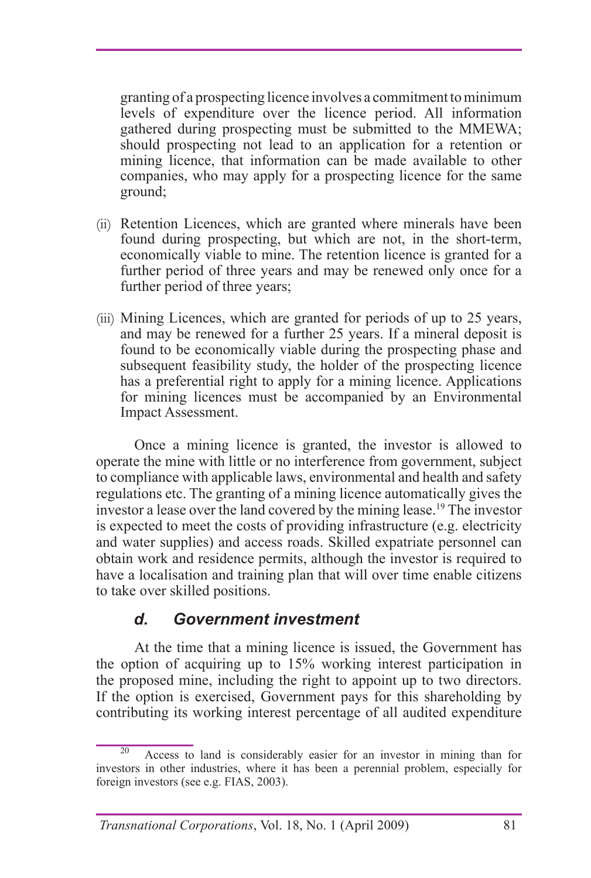granting of a prospecting licence involves a commitment to minimum levels of expenditure over the licence period. All information gathered during prospecting must be submitted to the MMEWA; should prospecting not lead to an application for a retention or mining licence, that information can be made available to other companies, who may apply for a prospecting licence for the same ground;

(ii) Retention Licences, which are granted where minerals have been found during prospecting, but which are not, in the short-term, economically viable to mine. The retention licence is granted for a further period of three years and may be renewed only once for a further period of three years;

(iii) Mining Licences, which are granted for periods of up to 25 years, and may be renewed for a further 25 years. If a mineral deposit is found to be economically viable during the prospecting phase and subsequent feasibility study, the holder of the prospecting licence has a preferential right to apply for a mining licence. Applications for mining licences must be accompanied by an Environmental Impact Assessment.

Once a mining licence is granted, the investor is allowed to operate the mine with little or no interference from government, subject to compliance with applicable laws, environmental and health and safety regulations etc. The granting of a mining licence automatically gives the investor a lease over the land covered by the mining lease.[19] The investor is expected to meet the costs of providing infrastructure (e.g. electricity and water supplies) and access roads. Skilled expatriate personnel can obtain work and residence permits, although the investor is required to have a localisation and training plan that will over time enable citizens to take over skilled positions.

### *d. Government investment*

At the time that a mining licence is issued, the Government has the option of acquiring up to 15% working interest participation in the proposed mine, including the right to appoint up to two directors. If the option is exercised, Government pays for this shareholding by contributing its working interest percentage of all audited expenditure

---

[20] Access to land is considerably easier for an investor in mining than for investors in other industries, where it has been a perennial problem, especially for foreign investors (see e.g. FIAS, 2003).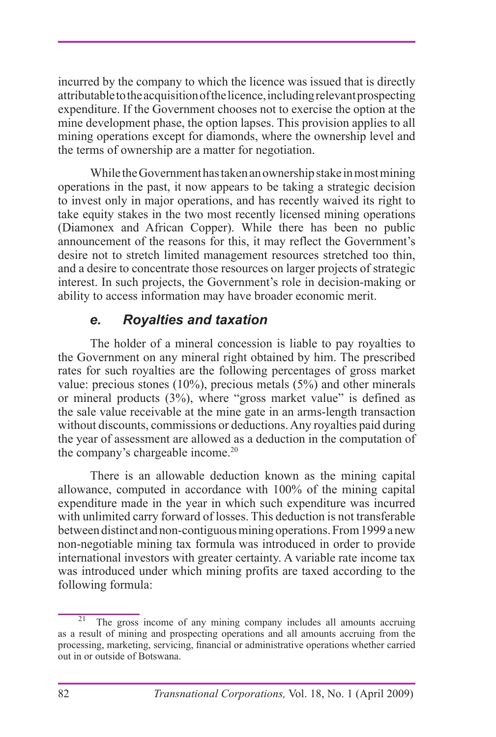incurred by the company to which the licence was issued that is directly attributable to the acquisition of the licence, including relevant prospecting expenditure. If the Government chooses not to exercise the option at the mine development phase, the option lapses. This provision applies to all mining operations except for diamonds, where the ownership level and the terms of ownership are a matter for negotiation.

While the Government has taken an ownership stake in most mining operations in the past, it now appears to be taking a strategic decision to invest only in major operations, and has recently waived its right to take equity stakes in the two most recently licensed mining operations (Diamonex and African Copper). While there has been no public announcement of the reasons for this, it may reflect the Government's desire not to stretch limited management resources stretched too thin, and a desire to concentrate those resources on larger projects of strategic interest. In such projects, the Government's role in decision-making or ability to access information may have broader economic merit.

### *e. Royalties and taxation*

The holder of a mineral concession is liable to pay royalties to the Government on any mineral right obtained by him. The prescribed rates for such royalties are the following percentages of gross market value: precious stones (10%), precious metals (5%) and other minerals or mineral products (3%), where "gross market value" is defined as the sale value receivable at the mine gate in an arms-length transaction without discounts, commissions or deductions. Any royalties paid during the year of assessment are allowed as a deduction in the computation of the company's chargeable income.[20]

There is an allowable deduction known as the mining capital allowance, computed in accordance with 100% of the mining capital expenditure made in the year in which such expenditure was incurred with unlimited carry forward of losses. This deduction is not transferable between distinct and non-contiguous mining operations. From 1999 a new non-negotiable mining tax formula was introduced in order to provide international investors with greater certainty. A variable rate income tax was introduced under which mining profits are taxed according to the following formula:

---

[21] The gross income of any mining company includes all amounts accruing as a result of mining and prospecting operations and all amounts accruing from the processing, marketing, servicing, financial or administrative operations whether carried out in or outside of Botswana.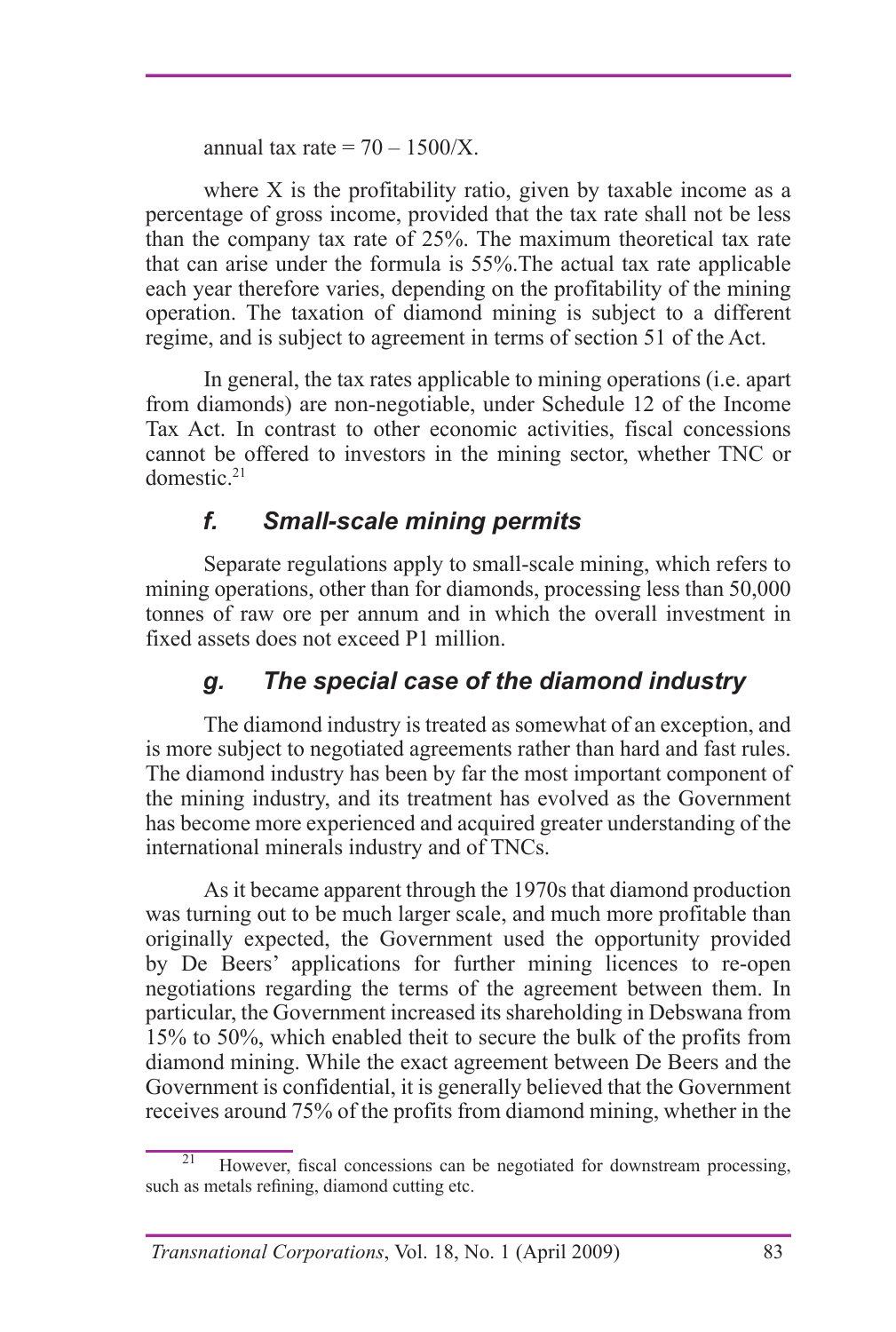annual tax rate = $70 - 1500/X$.

where X is the profitability ratio, given by taxable income as a percentage of gross income, provided that the tax rate shall not be less than the company tax rate of 25%. The maximum theoretical tax rate that can arise under the formula is 55%.The actual tax rate applicable each year therefore varies, depending on the profitability of the mining operation. The taxation of diamond mining is subject to a different regime, and is subject to agreement in terms of section 51 of the Act.

In general, the tax rates applicable to mining operations (i.e. apart from diamonds) are non-negotiable, under Schedule 12 of the Income Tax Act. In contrast to other economic activities, fiscal concessions cannot be offered to investors in the mining sector, whether TNC or domestic.[21]

### *f. Small-scale mining permits*

Separate regulations apply to small-scale mining, which refers to mining operations, other than for diamonds, processing less than 50,000 tonnes of raw ore per annum and in which the overall investment in fixed assets does not exceed P1 million.

### *g. The special case of the diamond industry*

The diamond industry is treated as somewhat of an exception, and is more subject to negotiated agreements rather than hard and fast rules. The diamond industry has been by far the most important component of the mining industry, and its treatment has evolved as the Government has become more experienced and acquired greater understanding of the international minerals industry and of TNCs.

As it became apparent through the 1970s that diamond production was turning out to be much larger scale, and much more profitable than originally expected, the Government used the opportunity provided by De Beers' applications for further mining licences to re-open negotiations regarding the terms of the agreement between them. In particular, the Government increased its shareholding in Debswana from 15% to 50%, which enabled theit to secure the bulk of the profits from diamond mining. While the exact agreement between De Beers and the Government is confidential, it is generally believed that the Government receives around 75% of the profits from diamond mining, whether in the

[21] However, fiscal concessions can be negotiated for downstream processing, such as metals refining, diamond cutting etc.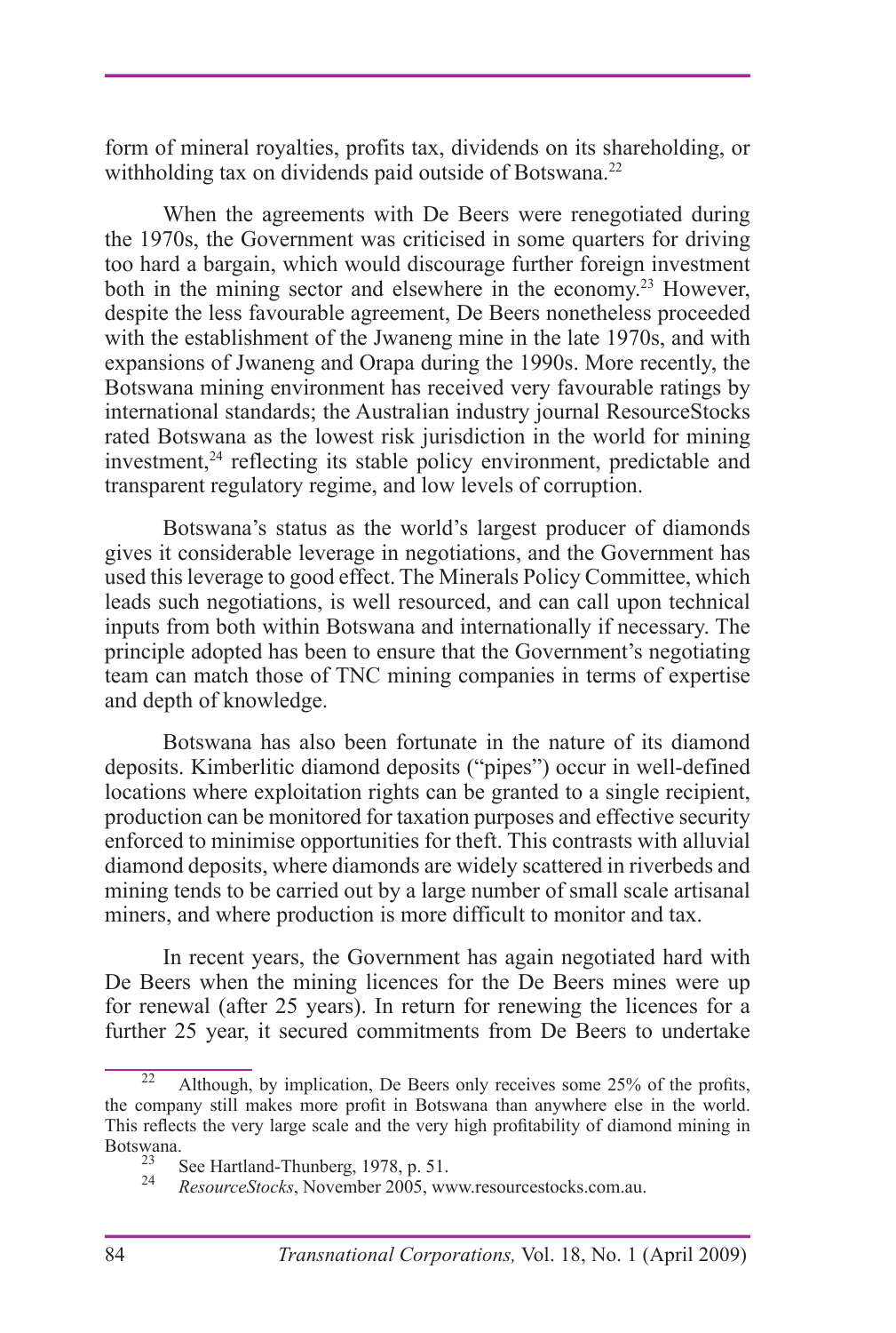form of mineral royalties, profits tax, dividends on its shareholding, or withholding tax on dividends paid outside of Botswana.[22]

When the agreements with De Beers were renegotiated during the 1970s, the Government was criticised in some quarters for driving too hard a bargain, which would discourage further foreign investment both in the mining sector and elsewhere in the economy.[23] However, despite the less favourable agreement, De Beers nonetheless proceeded with the establishment of the Jwaneng mine in the late 1970s, and with expansions of Jwaneng and Orapa during the 1990s. More recently, the Botswana mining environment has received very favourable ratings by international standards; the Australian industry journal ResourceStocks rated Botswana as the lowest risk jurisdiction in the world for mining investment,[24] reflecting its stable policy environment, predictable and transparent regulatory regime, and low levels of corruption.

Botswana's status as the world's largest producer of diamonds gives it considerable leverage in negotiations, and the Government has used this leverage to good effect. The Minerals Policy Committee, which leads such negotiations, is well resourced, and can call upon technical inputs from both within Botswana and internationally if necessary. The principle adopted has been to ensure that the Government's negotiating team can match those of TNC mining companies in terms of expertise and depth of knowledge.

Botswana has also been fortunate in the nature of its diamond deposits. Kimberlitic diamond deposits ("pipes") occur in well-defined locations where exploitation rights can be granted to a single recipient, production can be monitored for taxation purposes and effective security enforced to minimise opportunities for theft. This contrasts with alluvial diamond deposits, where diamonds are widely scattered in riverbeds and mining tends to be carried out by a large number of small scale artisanal miners, and where production is more difficult to monitor and tax.

In recent years, the Government has again negotiated hard with De Beers when the mining licences for the De Beers mines were up for renewal (after 25 years). In return for renewing the licences for a further 25 year, it secured commitments from De Beers to undertake

---

[22] Although, by implication, De Beers only receives some 25% of the profits, the company still makes more profit in Botswana than anywhere else in the world. This reflects the very large scale and the very high profitability of diamond mining in Botswana.

[23] See Hartland-Thunberg, 1978, p. 51.

[24] *ResourceStocks*, November 2005, www.resourcestocks.com.au.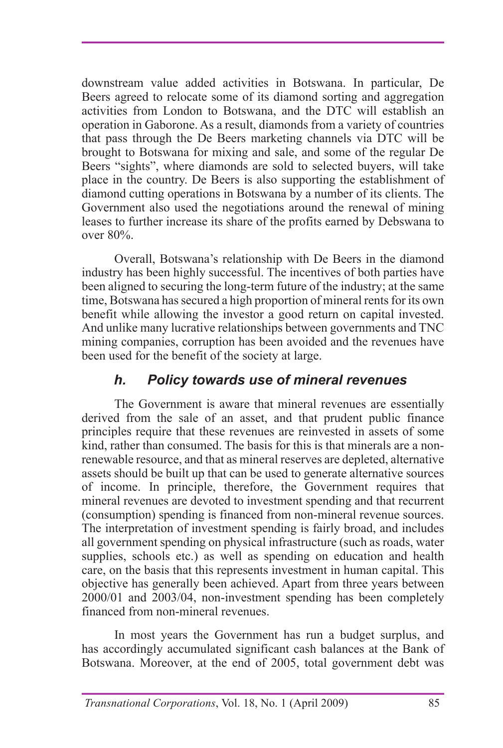downstream value added activities in Botswana. In particular, De Beers agreed to relocate some of its diamond sorting and aggregation activities from London to Botswana, and the DTC will establish an operation in Gaborone. As a result, diamonds from a variety of countries that pass through the De Beers marketing channels via DTC will be brought to Botswana for mixing and sale, and some of the regular De Beers "sights", where diamonds are sold to selected buyers, will take place in the country. De Beers is also supporting the establishment of diamond cutting operations in Botswana by a number of its clients. The Government also used the negotiations around the renewal of mining leases to further increase its share of the profits earned by Debswana to over 80%.

Overall, Botswana's relationship with De Beers in the diamond industry has been highly successful. The incentives of both parties have been aligned to securing the long-term future of the industry; at the same time, Botswana has secured a high proportion of mineral rents for its own benefit while allowing the investor a good return on capital invested. And unlike many lucrative relationships between governments and TNC mining companies, corruption has been avoided and the revenues have been used for the benefit of the society at large.

### *h. Policy towards use of mineral revenues*

The Government is aware that mineral revenues are essentially derived from the sale of an asset, and that prudent public finance principles require that these revenues are reinvested in assets of some kind, rather than consumed. The basis for this is that minerals are a non-renewable resource, and that as mineral reserves are depleted, alternative assets should be built up that can be used to generate alternative sources of income. In principle, therefore, the Government requires that mineral revenues are devoted to investment spending and that recurrent (consumption) spending is financed from non-mineral revenue sources. The interpretation of investment spending is fairly broad, and includes all government spending on physical infrastructure (such as roads, water supplies, schools etc.) as well as spending on education and health care, on the basis that this represents investment in human capital. This objective has generally been achieved. Apart from three years between 2000/01 and 2003/04, non-investment spending has been completely financed from non-mineral revenues.

In most years the Government has run a budget surplus, and has accordingly accumulated significant cash balances at the Bank of Botswana. Moreover, at the end of 2005, total government debt was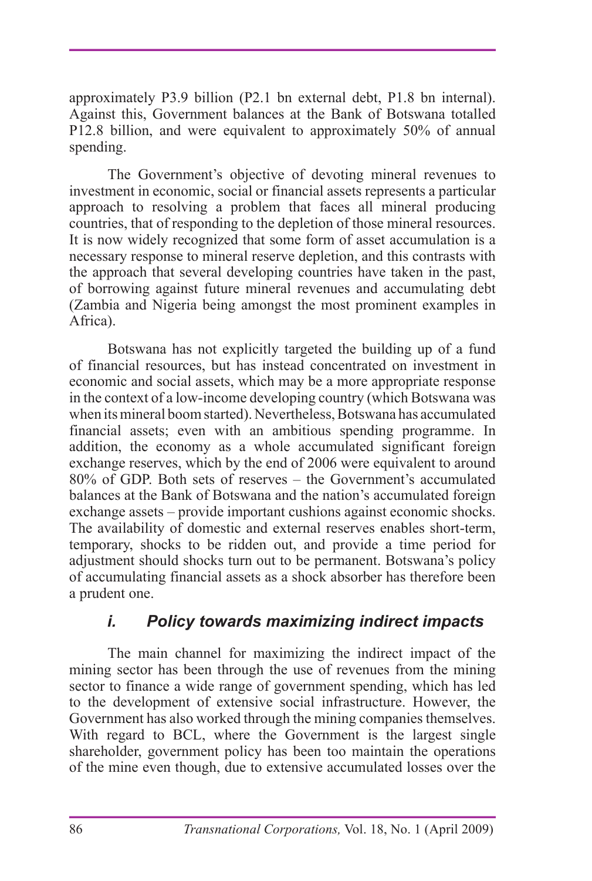approximately P3.9 billion (P2.1 bn external debt, P1.8 bn internal). Against this, Government balances at the Bank of Botswana totalled P12.8 billion, and were equivalent to approximately 50% of annual spending.

The Government's objective of devoting mineral revenues to investment in economic, social or financial assets represents a particular approach to resolving a problem that faces all mineral producing countries, that of responding to the depletion of those mineral resources. It is now widely recognized that some form of asset accumulation is a necessary response to mineral reserve depletion, and this contrasts with the approach that several developing countries have taken in the past, of borrowing against future mineral revenues and accumulating debt (Zambia and Nigeria being amongst the most prominent examples in Africa).

Botswana has not explicitly targeted the building up of a fund of financial resources, but has instead concentrated on investment in economic and social assets, which may be a more appropriate response in the context of a low-income developing country (which Botswana was when its mineral boom started). Nevertheless, Botswana has accumulated financial assets; even with an ambitious spending programme. In addition, the economy as a whole accumulated significant foreign exchange reserves, which by the end of 2006 were equivalent to around 80% of GDP. Both sets of reserves – the Government's accumulated balances at the Bank of Botswana and the nation's accumulated foreign exchange assets – provide important cushions against economic shocks. The availability of domestic and external reserves enables short-term, temporary, shocks to be ridden out, and provide a time period for adjustment should shocks turn out to be permanent. Botswana's policy of accumulating financial assets as a shock absorber has therefore been a prudent one.

### *i. Policy towards maximizing indirect impacts*

The main channel for maximizing the indirect impact of the mining sector has been through the use of revenues from the mining sector to finance a wide range of government spending, which has led to the development of extensive social infrastructure. However, the Government has also worked through the mining companies themselves. With regard to BCL, where the Government is the largest single shareholder, government policy has been too maintain the operations of the mine even though, due to extensive accumulated losses over the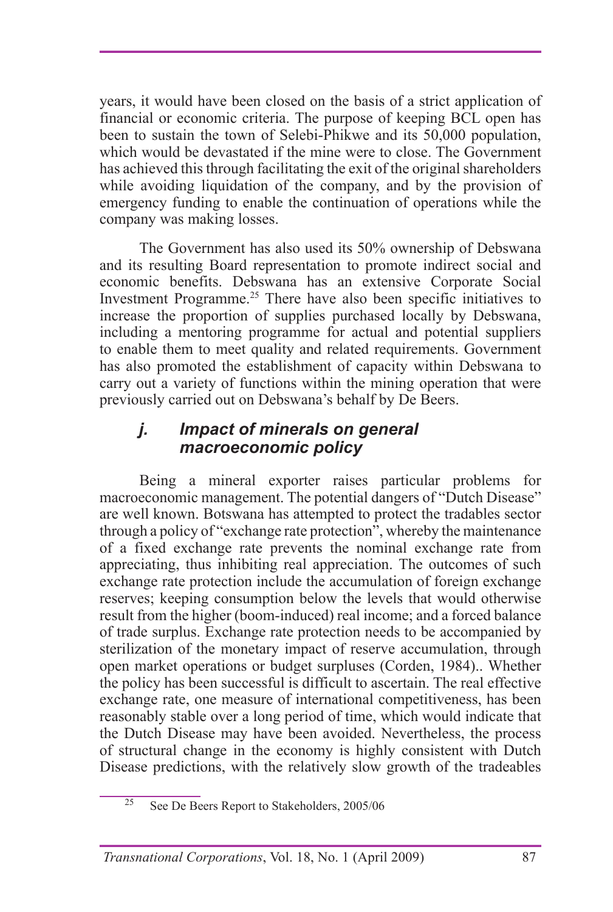years, it would have been closed on the basis of a strict application of financial or economic criteria. The purpose of keeping BCL open has been to sustain the town of Selebi-Phikwe and its 50,000 population, which would be devastated if the mine were to close. The Government has achieved this through facilitating the exit of the original shareholders while avoiding liquidation of the company, and by the provision of emergency funding to enable the continuation of operations while the company was making losses.

The Government has also used its 50% ownership of Debswana and its resulting Board representation to promote indirect social and economic benefits. Debswana has an extensive Corporate Social Investment Programme.[25] There have also been specific initiatives to increase the proportion of supplies purchased locally by Debswana, including a mentoring programme for actual and potential suppliers to enable them to meet quality and related requirements. Government has also promoted the establishment of capacity within Debswana to carry out a variety of functions within the mining operation that were previously carried out on Debswana's behalf by De Beers.

### *j. Impact of minerals on general macroeconomic policy*

Being a mineral exporter raises particular problems for macroeconomic management. The potential dangers of "Dutch Disease" are well known. Botswana has attempted to protect the tradables sector through a policy of "exchange rate protection", whereby the maintenance of a fixed exchange rate prevents the nominal exchange rate from appreciating, thus inhibiting real appreciation. The outcomes of such exchange rate protection include the accumulation of foreign exchange reserves; keeping consumption below the levels that would otherwise result from the higher (boom-induced) real income; and a forced balance of trade surplus. Exchange rate protection needs to be accompanied by sterilization of the monetary impact of reserve accumulation, through open market operations or budget surpluses (Corden, 1984).. Whether the policy has been successful is difficult to ascertain. The real effective exchange rate, one measure of international competitiveness, has been reasonably stable over a long period of time, which would indicate that the Dutch Disease may have been avoided. Nevertheless, the process of structural change in the economy is highly consistent with Dutch Disease predictions, with the relatively slow growth of the tradeables

[25] See De Beers Report to Stakeholders, 2005/06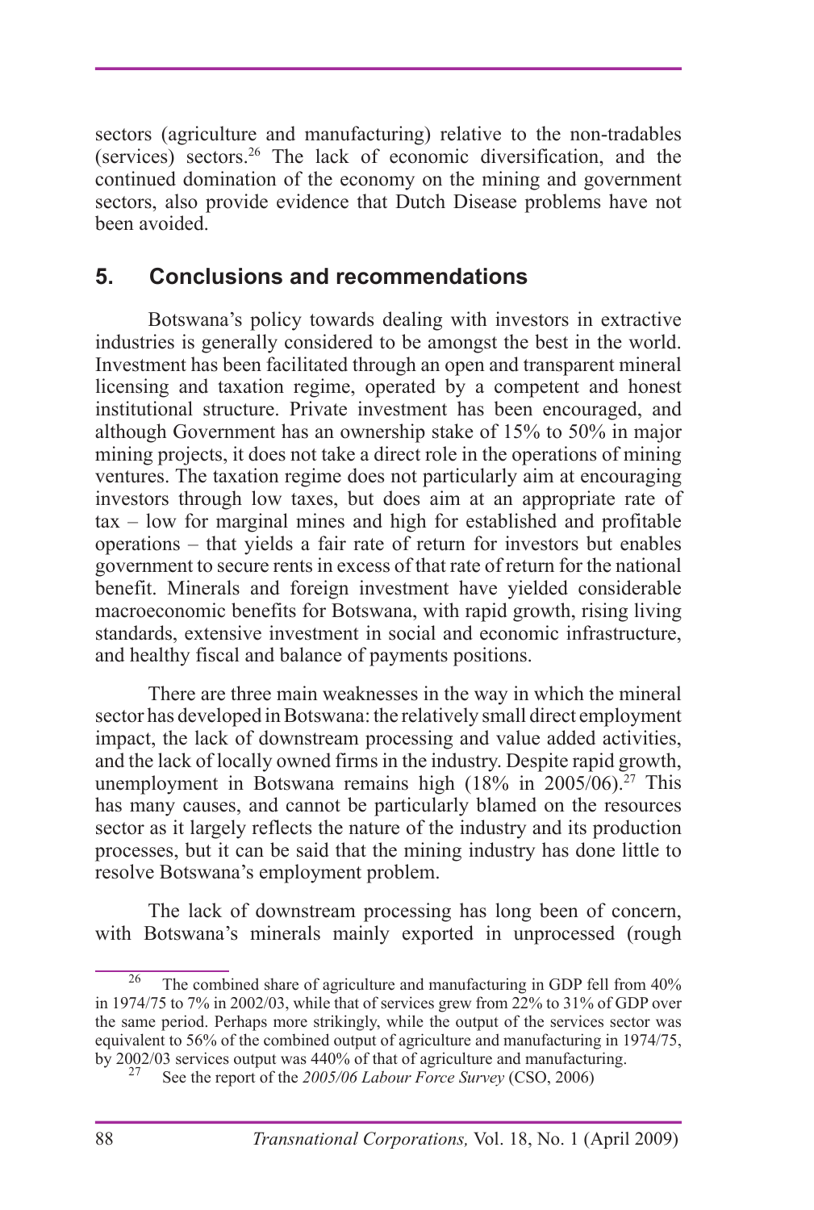sectors (agriculture and manufacturing) relative to the non-tradables (services) sectors.[26] The lack of economic diversification, and the continued domination of the economy on the mining and government sectors, also provide evidence that Dutch Disease problems have not been avoided.

## 5. Conclusions and recommendations

Botswana's policy towards dealing with investors in extractive industries is generally considered to be amongst the best in the world. Investment has been facilitated through an open and transparent mineral licensing and taxation regime, operated by a competent and honest institutional structure. Private investment has been encouraged, and although Government has an ownership stake of 15% to 50% in major mining projects, it does not take a direct role in the operations of mining ventures. The taxation regime does not particularly aim at encouraging investors through low taxes, but does aim at an appropriate rate of tax – low for marginal mines and high for established and profitable operations – that yields a fair rate of return for investors but enables government to secure rents in excess of that rate of return for the national benefit. Minerals and foreign investment have yielded considerable macroeconomic benefits for Botswana, with rapid growth, rising living standards, extensive investment in social and economic infrastructure, and healthy fiscal and balance of payments positions.

There are three main weaknesses in the way in which the mineral sector has developed in Botswana: the relatively small direct employment impact, the lack of downstream processing and value added activities, and the lack of locally owned firms in the industry. Despite rapid growth, unemployment in Botswana remains high (18% in 2005/06).[27] This has many causes, and cannot be particularly blamed on the resources sector as it largely reflects the nature of the industry and its production processes, but it can be said that the mining industry has done little to resolve Botswana's employment problem.

The lack of downstream processing has long been of concern, with Botswana's minerals mainly exported in unprocessed (rough

---

[26] The combined share of agriculture and manufacturing in GDP fell from 40% in 1974/75 to 7% in 2002/03, while that of services grew from 22% to 31% of GDP over the same period. Perhaps more strikingly, while the output of the services sector was equivalent to 56% of the combined output of agriculture and manufacturing in 1974/75, by 2002/03 services output was 440% of that of agriculture and manufacturing.

[27] See the report of the *2005/06 Labour Force Survey* (CSO, 2006)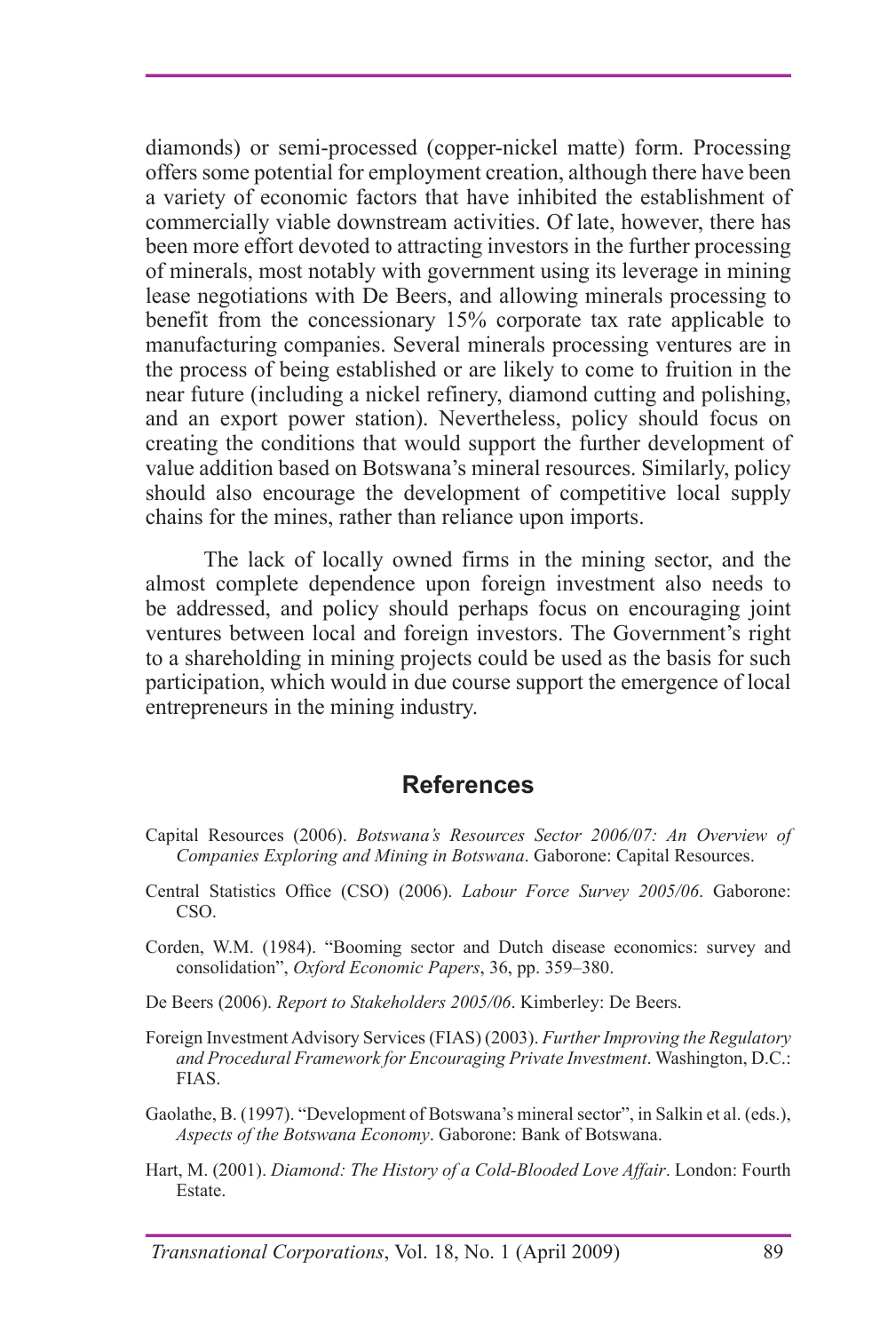diamonds) or semi-processed (copper-nickel matte) form. Processing offers some potential for employment creation, although there have been a variety of economic factors that have inhibited the establishment of commercially viable downstream activities. Of late, however, there has been more effort devoted to attracting investors in the further processing of minerals, most notably with government using its leverage in mining lease negotiations with De Beers, and allowing minerals processing to benefit from the concessionary 15% corporate tax rate applicable to manufacturing companies. Several minerals processing ventures are in the process of being established or are likely to come to fruition in the near future (including a nickel refinery, diamond cutting and polishing, and an export power station). Nevertheless, policy should focus on creating the conditions that would support the further development of value addition based on Botswana's mineral resources. Similarly, policy should also encourage the development of competitive local supply chains for the mines, rather than reliance upon imports.

The lack of locally owned firms in the mining sector, and the almost complete dependence upon foreign investment also needs to be addressed, and policy should perhaps focus on encouraging joint ventures between local and foreign investors. The Government's right to a shareholding in mining projects could be used as the basis for such participation, which would in due course support the emergence of local entrepreneurs in the mining industry.

## References

Capital Resources (2006). *Botswana's Resources Sector 2006/07: An Overview of Companies Exploring and Mining in Botswana*. Gaborone: Capital Resources.

Central Statistics Office (CSO) (2006). *Labour Force Survey 2005/06*. Gaborone: CSO.

Corden, W.M. (1984). "Booming sector and Dutch disease economics: survey and consolidation", *Oxford Economic Papers*, 36, pp. 359–380.

De Beers (2006). *Report to Stakeholders 2005/06*. Kimberley: De Beers.

Foreign Investment Advisory Services (FIAS) (2003). *Further Improving the Regulatory and Procedural Framework for Encouraging Private Investment*. Washington, D.C.: FIAS.

Gaolathe, B. (1997). "Development of Botswana's mineral sector", in Salkin et al. (eds.), *Aspects of the Botswana Economy*. Gaborone: Bank of Botswana.

Hart, M. (2001). *Diamond: The History of a Cold-Blooded Love Affair*. London: Fourth Estate.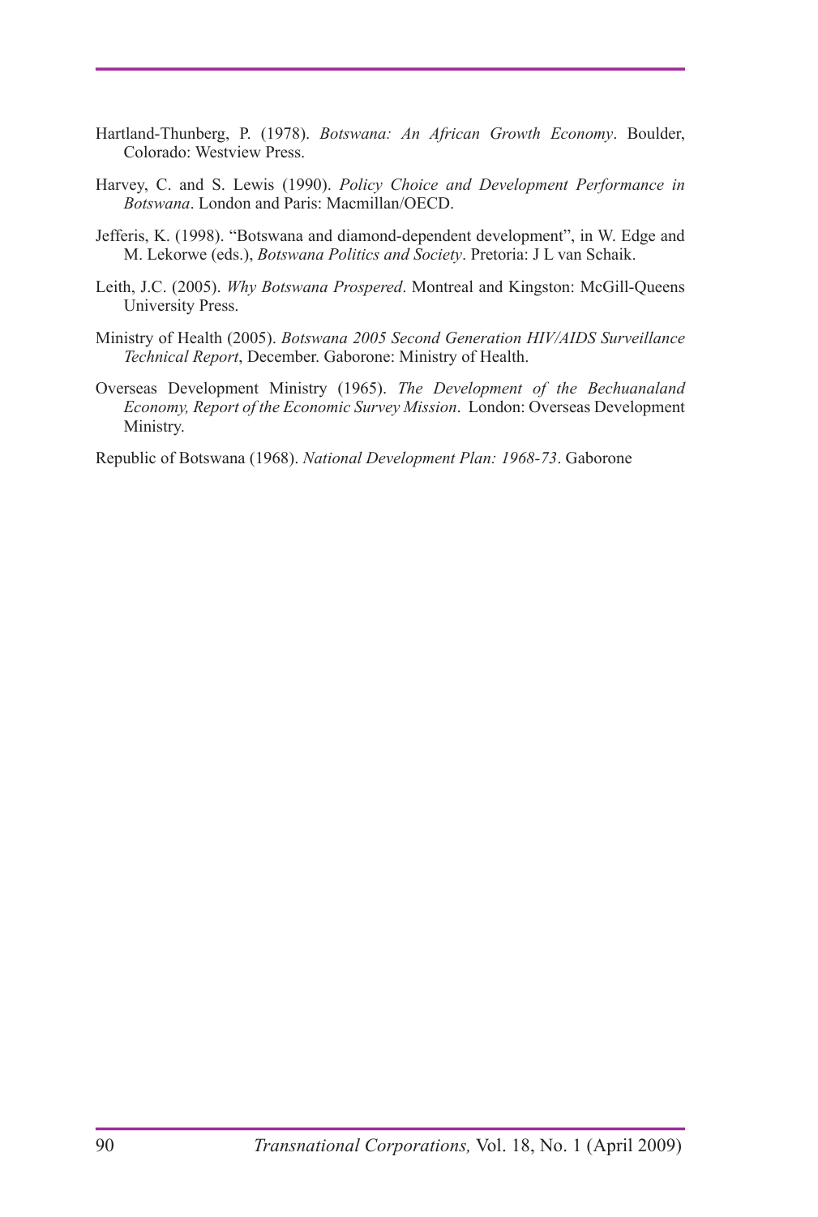Hartland-Thunberg, P. (1978). *Botswana: An African Growth Economy*. Boulder, Colorado: Westview Press.

Harvey, C. and S. Lewis (1990). *Policy Choice and Development Performance in Botswana*. London and Paris: Macmillan/OECD.

Jefferis, K. (1998). "Botswana and diamond-dependent development", in W. Edge and M. Lekorwe (eds.), *Botswana Politics and Society*. Pretoria: J L van Schaik.

Leith, J.C. (2005). *Why Botswana Prospered*. Montreal and Kingston: McGill-Queens University Press.

Ministry of Health (2005). *Botswana 2005 Second Generation HIV/AIDS Surveillance Technical Report*, December. Gaborone: Ministry of Health.

Overseas Development Ministry (1965). *The Development of the Bechuanaland Economy, Report of the Economic Survey Mission*. London: Overseas Development Ministry.

Republic of Botswana (1968). *National Development Plan: 1968-73*. Gaborone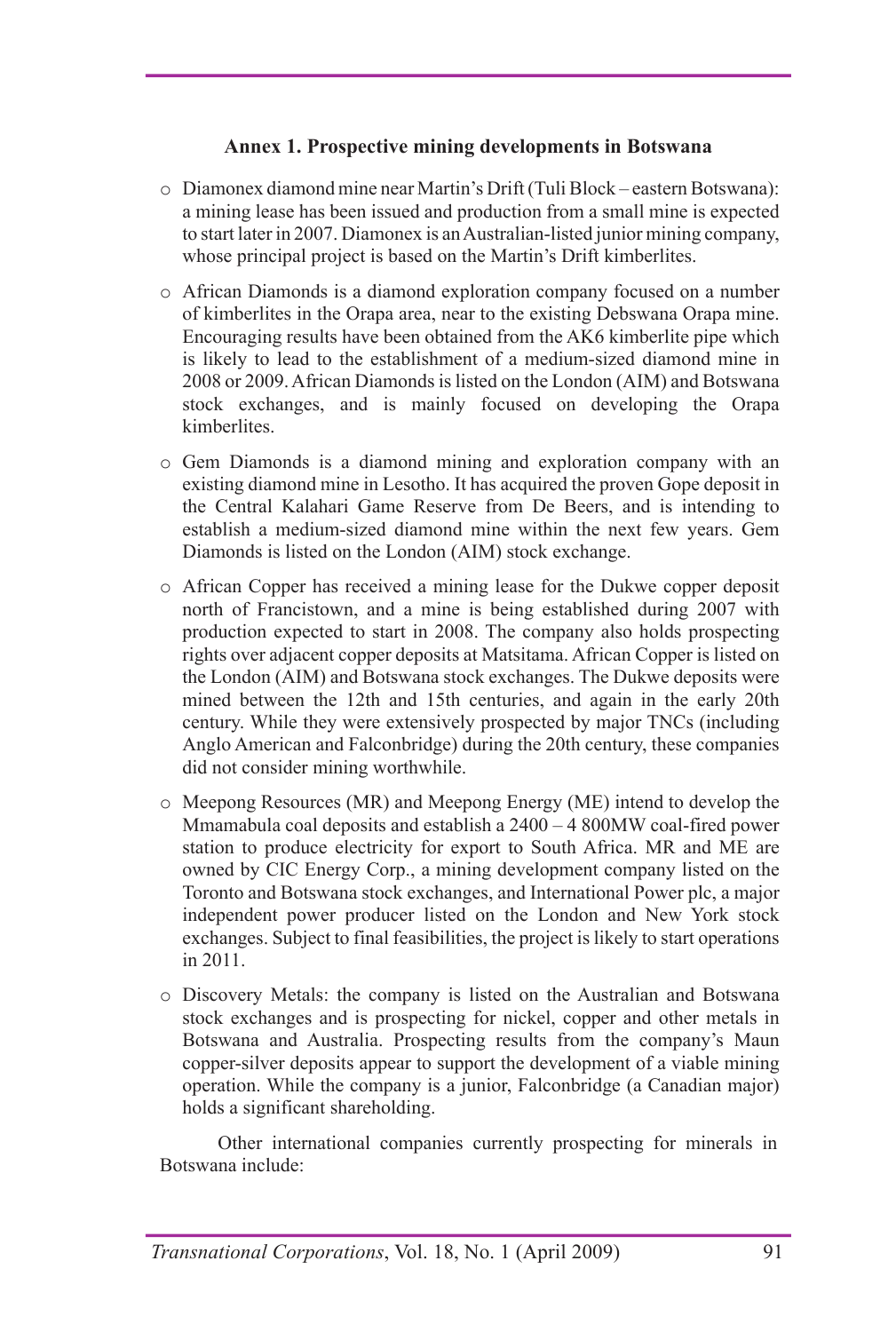### Annex 1. Prospective mining developments in Botswana

- Diamonex diamond mine near Martin's Drift (Tuli Block – eastern Botswana): a mining lease has been issued and production from a small mine is expected to start later in 2007. Diamonex is an Australian-listed junior mining company, whose principal project is based on the Martin's Drift kimberlites.
- African Diamonds is a diamond exploration company focused on a number of kimberlites in the Orapa area, near to the existing Debswana Orapa mine. Encouraging results have been obtained from the AK6 kimberlite pipe which is likely to lead to the establishment of a medium-sized diamond mine in 2008 or 2009. African Diamonds is listed on the London (AIM) and Botswana stock exchanges, and is mainly focused on developing the Orapa kimberlites.
- Gem Diamonds is a diamond mining and exploration company with an existing diamond mine in Lesotho. It has acquired the proven Gope deposit in the Central Kalahari Game Reserve from De Beers, and is intending to establish a medium-sized diamond mine within the next few years. Gem Diamonds is listed on the London (AIM) stock exchange.
- African Copper has received a mining lease for the Dukwe copper deposit north of Francistown, and a mine is being established during 2007 with production expected to start in 2008. The company also holds prospecting rights over adjacent copper deposits at Matsitama. African Copper is listed on the London (AIM) and Botswana stock exchanges. The Dukwe deposits were mined between the 12th and 15th centuries, and again in the early 20th century. While they were extensively prospected by major TNCs (including Anglo American and Falconbridge) during the 20th century, these companies did not consider mining worthwhile.
- Meepong Resources (MR) and Meepong Energy (ME) intend to develop the Mmamabula coal deposits and establish a 2400 – 4 800MW coal-fired power station to produce electricity for export to South Africa. MR and ME are owned by CIC Energy Corp., a mining development company listed on the Toronto and Botswana stock exchanges, and International Power plc, a major independent power producer listed on the London and New York stock exchanges. Subject to final feasibilities, the project is likely to start operations in 2011.
- Discovery Metals: the company is listed on the Australian and Botswana stock exchanges and is prospecting for nickel, copper and other metals in Botswana and Australia. Prospecting results from the company's Maun copper-silver deposits appear to support the development of a viable mining operation. While the company is a junior, Falconbridge (a Canadian major) holds a significant shareholding.

Other international companies currently prospecting for minerals in Botswana include: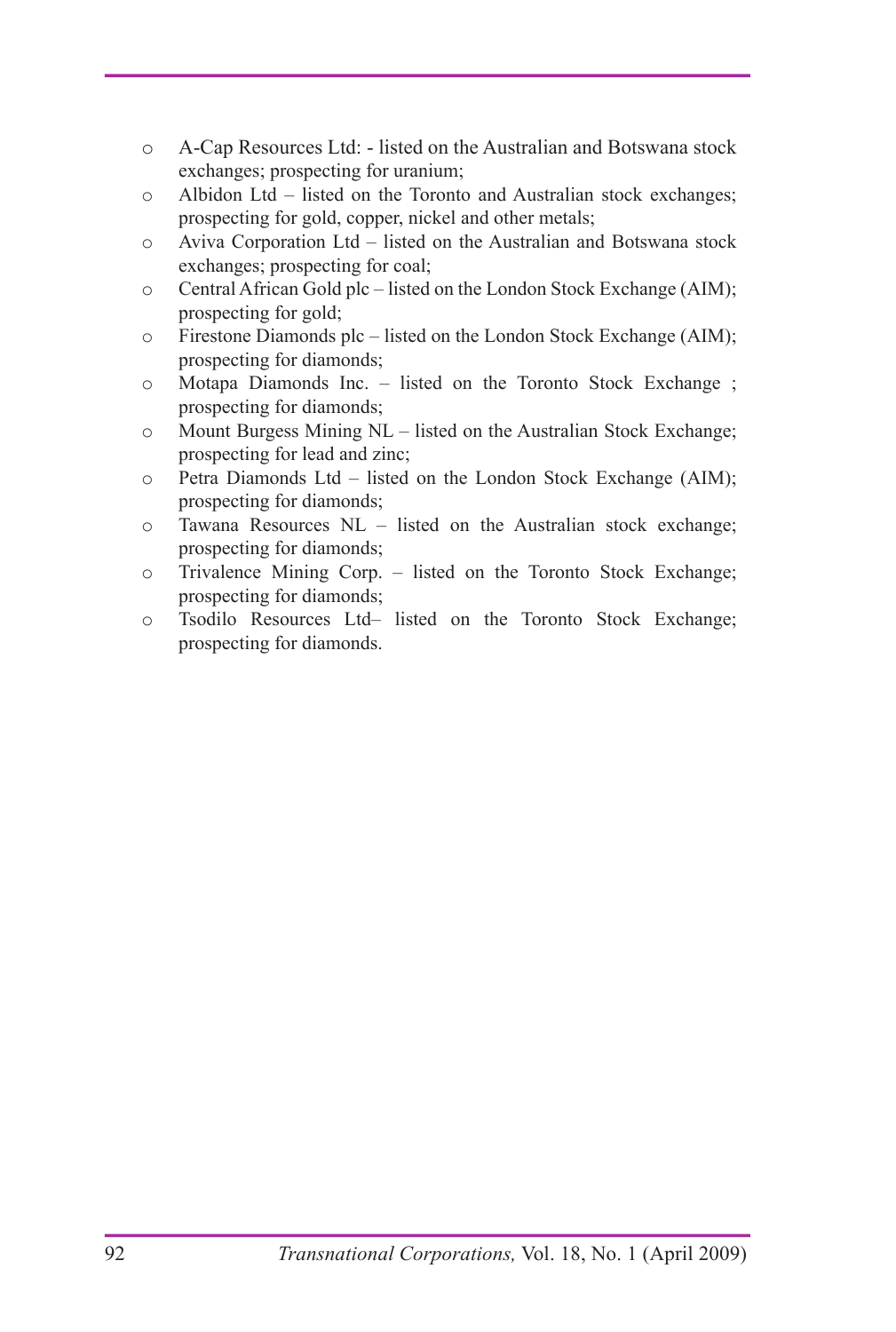- A-Cap Resources Ltd: - listed on the Australian and Botswana stock exchanges; prospecting for uranium;
- Albidon Ltd – listed on the Toronto and Australian stock exchanges; prospecting for gold, copper, nickel and other metals;
- Aviva Corporation Ltd – listed on the Australian and Botswana stock exchanges; prospecting for coal;
- Central African Gold plc – listed on the London Stock Exchange (AIM); prospecting for gold;
- Firestone Diamonds plc – listed on the London Stock Exchange (AIM); prospecting for diamonds;
- Motapa Diamonds Inc. – listed on the Toronto Stock Exchange ; prospecting for diamonds;
- Mount Burgess Mining NL – listed on the Australian Stock Exchange; prospecting for lead and zinc;
- Petra Diamonds Ltd – listed on the London Stock Exchange (AIM); prospecting for diamonds;
- Tawana Resources NL – listed on the Australian stock exchange; prospecting for diamonds;
- Trivalence Mining Corp. – listed on the Toronto Stock Exchange; prospecting for diamonds;
- Tsodilo Resources Ltd– listed on the Toronto Stock Exchange; prospecting for diamonds.